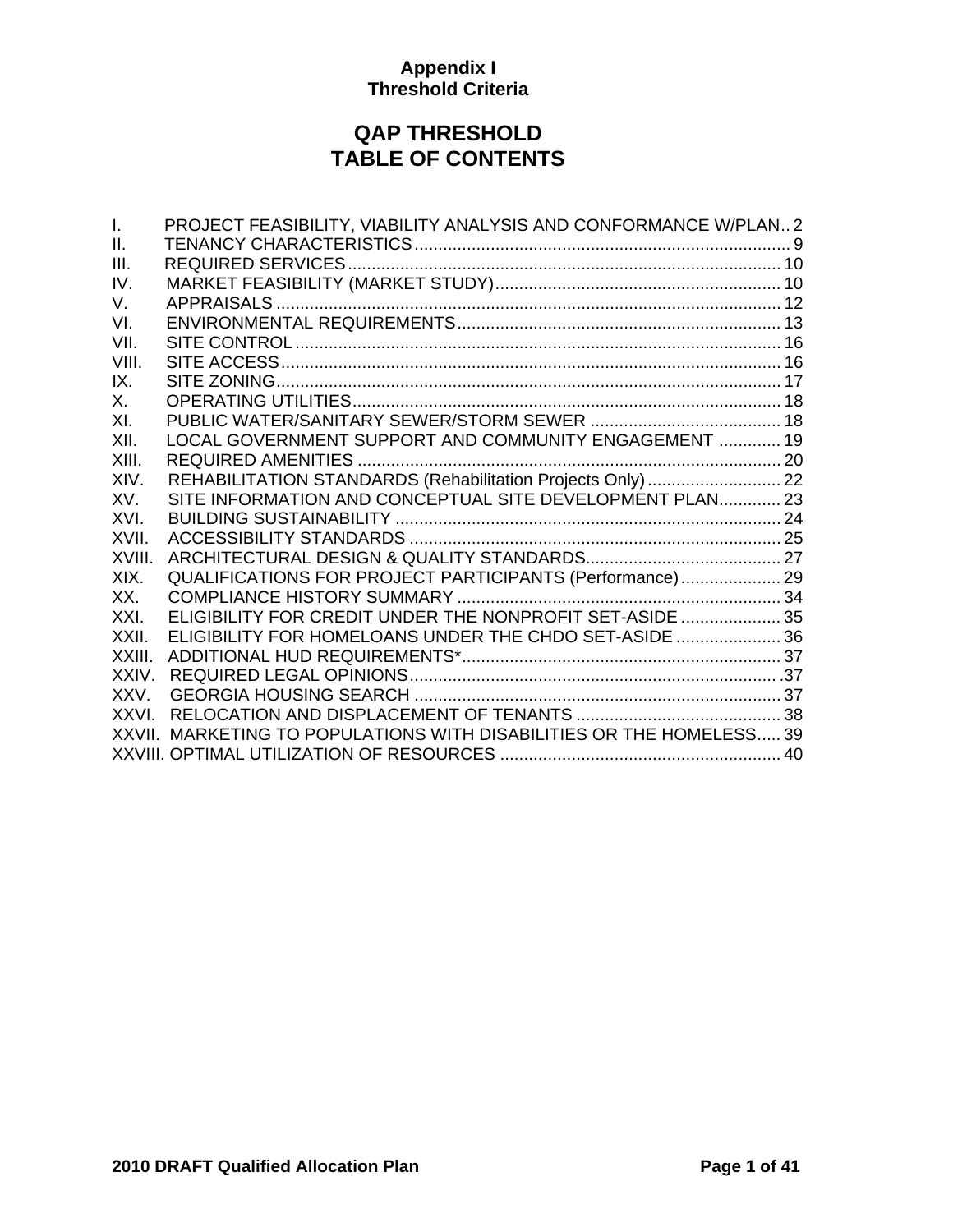**Appendix I**
**Threshold Criteria**

# QAP THRESHOLD
# TABLE OF CONTENTS

I. PROJECT FEASIBILITY, VIABILITY ANALYSIS AND CONFORMANCE W/PLAN.. 2
II. TENANCY CHARACTERISTICS ........................................................................... 9
III. REQUIRED SERVICES ....................................................................................... 10
IV. MARKET FEASIBILITY (MARKET STUDY) ........................................................ 10
V. APPRAISALS ....................................................................................................... 12
VI. ENVIRONMENTAL REQUIREMENTS ................................................................. 13
VII. SITE CONTROL .................................................................................................. 16
VIII. SITE ACCESS ..................................................................................................... 16
IX. SITE ZONING ...................................................................................................... 17
X. OPERATING UTILITIES ...................................................................................... 18
XI. PUBLIC WATER/SANITARY SEWER/STORM SEWER ...................................... 18
XII. LOCAL GOVERNMENT SUPPORT AND COMMUNITY ENGAGEMENT ............. 19
XIII. REQUIRED AMENITIES ...................................................................................... 20
XIV. REHABILITATION STANDARDS (Rehabilitation Projects Only) ........................... 22
XV. SITE INFORMATION AND CONCEPTUAL SITE DEVELOPMENT PLAN ............. 23
XVI. BUILDING SUSTAINABILITY ............................................................................... 24
XVII. ACCESSIBILITY STANDARDS ............................................................................ 25
XVIII. ARCHITECTURAL DESIGN & QUALITY STANDARDS ........................................ 27
XIX. QUALIFICATIONS FOR PROJECT PARTICIPANTS (Performance) .................... 29
XX. COMPLIANCE HISTORY SUMMARY ................................................................... 34
XXI. ELIGIBILITY FOR CREDIT UNDER THE NONPROFIT SET-ASIDE ..................... 35
XXII. ELIGIBILITY FOR HOMELOANS UNDER THE CHDO SET-ASIDE ...................... 36
XXIII. ADDITIONAL HUD REQUIREMENTS* ................................................................. 37
XXIV. REQUIRED LEGAL OPINIONS ........................................................................... .37
XXV. GEORGIA HOUSING SEARCH ............................................................................ 37
XXVI. RELOCATION AND DISPLACEMENT OF TENANTS ........................................... 38
XXVII. MARKETING TO POPULATIONS WITH DISABILITIES OR THE HOMELESS..... 39
XXVIII. OPTIMAL UTILIZATION OF RESOURCES .......................................................... 40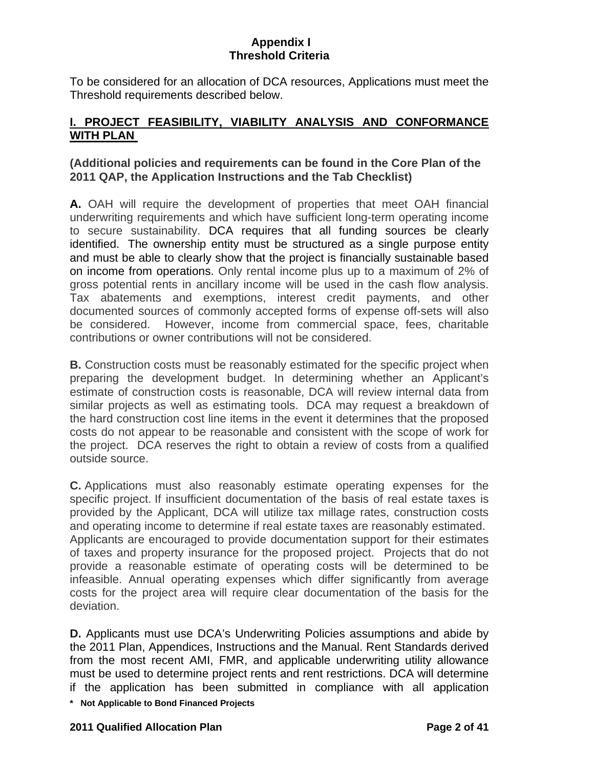# Appendix I
# Threshold Criteria

To be considered for an allocation of DCA resources, Applications must meet the Threshold requirements described below.

## I. PROJECT FEASIBILITY, VIABILITY ANALYSIS AND CONFORMANCE WITH PLAN

**(Additional policies and requirements can be found in the Core Plan of the 2011 QAP, the Application Instructions and the Tab Checklist)**

**A.** OAH will require the development of properties that meet OAH financial underwriting requirements and which have sufficient long-term operating income to secure sustainability. DCA requires that all funding sources be clearly identified. The ownership entity must be structured as a single purpose entity and must be able to clearly show that the project is financially sustainable based on income from operations. Only rental income plus up to a maximum of 2% of gross potential rents in ancillary income will be used in the cash flow analysis. Tax abatements and exemptions, interest credit payments, and other documented sources of commonly accepted forms of expense off-sets will also be considered. However, income from commercial space, fees, charitable contributions or owner contributions will not be considered.

**B.** Construction costs must be reasonably estimated for the specific project when preparing the development budget. In determining whether an Applicant's estimate of construction costs is reasonable, DCA will review internal data from similar projects as well as estimating tools. DCA may request a breakdown of the hard construction cost line items in the event it determines that the proposed costs do not appear to be reasonable and consistent with the scope of work for the project. DCA reserves the right to obtain a review of costs from a qualified outside source.

**C.** Applications must also reasonably estimate operating expenses for the specific project. If insufficient documentation of the basis of real estate taxes is provided by the Applicant, DCA will utilize tax millage rates, construction costs and operating income to determine if real estate taxes are reasonably estimated. Applicants are encouraged to provide documentation support for their estimates of taxes and property insurance for the proposed project. Projects that do not provide a reasonable estimate of operating costs will be determined to be infeasible. Annual operating expenses which differ significantly from average costs for the project area will require clear documentation of the basis for the deviation.

**D.** Applicants must use DCA's Underwriting Policies assumptions and abide by the 2011 Plan, Appendices, Instructions and the Manual. Rent Standards derived from the most recent AMI, FMR, and applicable underwriting utility allowance must be used to determine project rents and rent restrictions. DCA will determine if the application has been submitted in compliance with all application

**\* Not Applicable to Bond Financed Projects**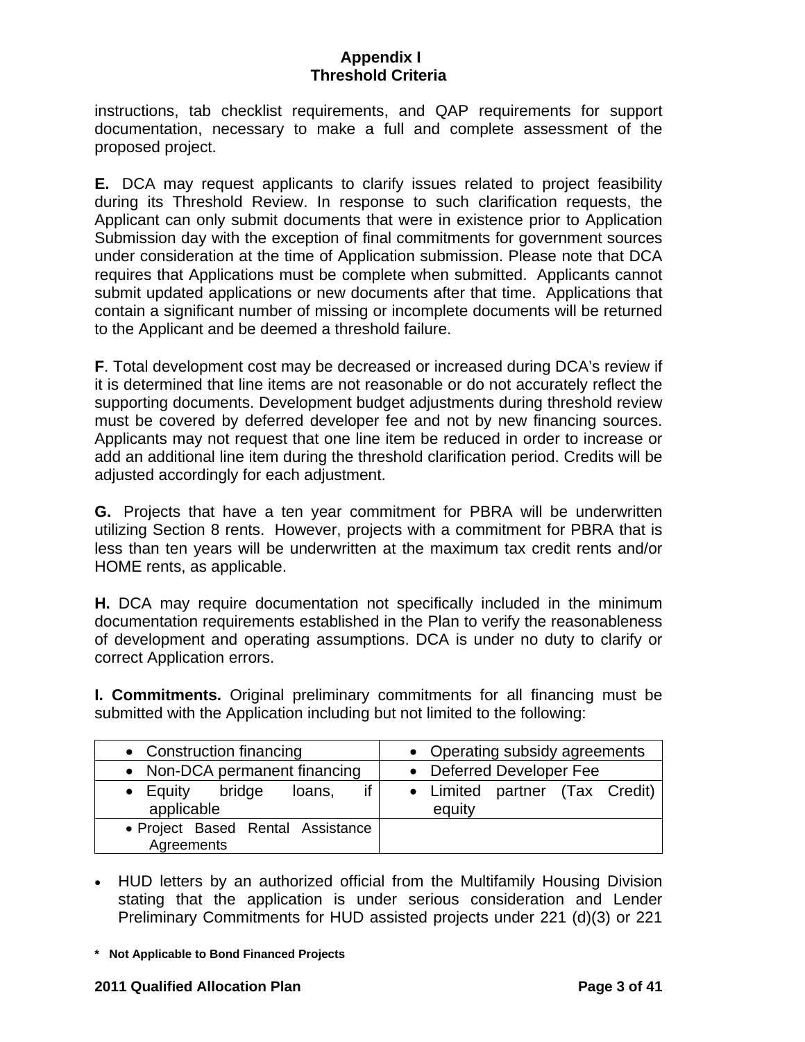instructions, tab checklist requirements, and QAP requirements for support documentation, necessary to make a full and complete assessment of the proposed project.

**E.** DCA may request applicants to clarify issues related to project feasibility during its Threshold Review. In response to such clarification requests, the Applicant can only submit documents that were in existence prior to Application Submission day with the exception of final commitments for government sources under consideration at the time of Application submission. Please note that DCA requires that Applications must be complete when submitted. Applicants cannot submit updated applications or new documents after that time. Applications that contain a significant number of missing or incomplete documents will be returned to the Applicant and be deemed a threshold failure.

**F**. Total development cost may be decreased or increased during DCA's review if it is determined that line items are not reasonable or do not accurately reflect the supporting documents. Development budget adjustments during threshold review must be covered by deferred developer fee and not by new financing sources. Applicants may not request that one line item be reduced in order to increase or add an additional line item during the threshold clarification period. Credits will be adjusted accordingly for each adjustment.

**G.** Projects that have a ten year commitment for PBRA will be underwritten utilizing Section 8 rents. However, projects with a commitment for PBRA that is less than ten years will be underwritten at the maximum tax credit rents and/or HOME rents, as applicable.

**H.** DCA may require documentation not specifically included in the minimum documentation requirements established in the Plan to verify the reasonableness of development and operating assumptions. DCA is under no duty to clarify or correct Application errors.

**I. Commitments.** Original preliminary commitments for all financing must be submitted with the Application including but not limited to the following:

| | |
|---|---|
| • Construction financing | • Operating subsidy agreements |
| • Non-DCA permanent financing | • Deferred Developer Fee |
| • Equity bridge loans, if applicable | • Limited partner (Tax Credit) equity |
| • Project Based Rental Assistance Agreements | |

- HUD letters by an authorized official from the Multifamily Housing Division stating that the application is under serious consideration and Lender Preliminary Commitments for HUD assisted projects under 221 (d)(3) or 221

**\* Not Applicable to Bond Financed Projects**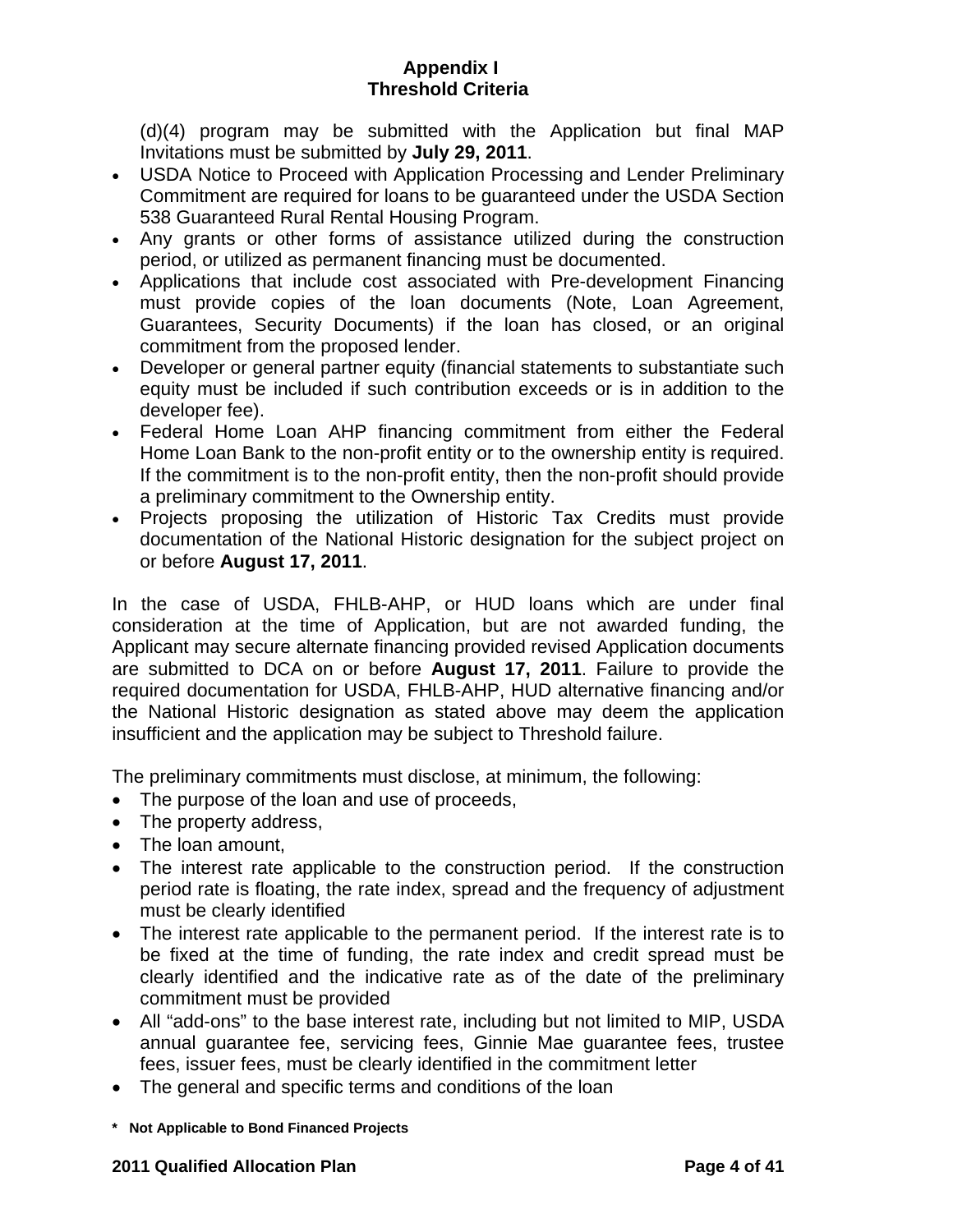(d)(4) program may be submitted with the Application but final MAP Invitations must be submitted by **July 29, 2011**.

- USDA Notice to Proceed with Application Processing and Lender Preliminary Commitment are required for loans to be guaranteed under the USDA Section 538 Guaranteed Rural Rental Housing Program.
- Any grants or other forms of assistance utilized during the construction period, or utilized as permanent financing must be documented.
- Applications that include cost associated with Pre-development Financing must provide copies of the loan documents (Note, Loan Agreement, Guarantees, Security Documents) if the loan has closed, or an original commitment from the proposed lender.
- Developer or general partner equity (financial statements to substantiate such equity must be included if such contribution exceeds or is in addition to the developer fee).
- Federal Home Loan AHP financing commitment from either the Federal Home Loan Bank to the non-profit entity or to the ownership entity is required. If the commitment is to the non-profit entity, then the non-profit should provide a preliminary commitment to the Ownership entity.
- Projects proposing the utilization of Historic Tax Credits must provide documentation of the National Historic designation for the subject project on or before **August 17, 2011**.

In the case of USDA, FHLB-AHP, or HUD loans which are under final consideration at the time of Application, but are not awarded funding, the Applicant may secure alternate financing provided revised Application documents are submitted to DCA on or before **August 17, 2011**. Failure to provide the required documentation for USDA, FHLB-AHP, HUD alternative financing and/or the National Historic designation as stated above may deem the application insufficient and the application may be subject to Threshold failure.

The preliminary commitments must disclose, at minimum, the following:

- The purpose of the loan and use of proceeds,
- The property address,
- The loan amount,
- The interest rate applicable to the construction period. If the construction period rate is floating, the rate index, spread and the frequency of adjustment must be clearly identified
- The interest rate applicable to the permanent period. If the interest rate is to be fixed at the time of funding, the rate index and credit spread must be clearly identified and the indicative rate as of the date of the preliminary commitment must be provided
- All "add-ons" to the base interest rate, including but not limited to MIP, USDA annual guarantee fee, servicing fees, Ginnie Mae guarantee fees, trustee fees, issuer fees, must be clearly identified in the commitment letter
- The general and specific terms and conditions of the loan

**\* Not Applicable to Bond Financed Projects**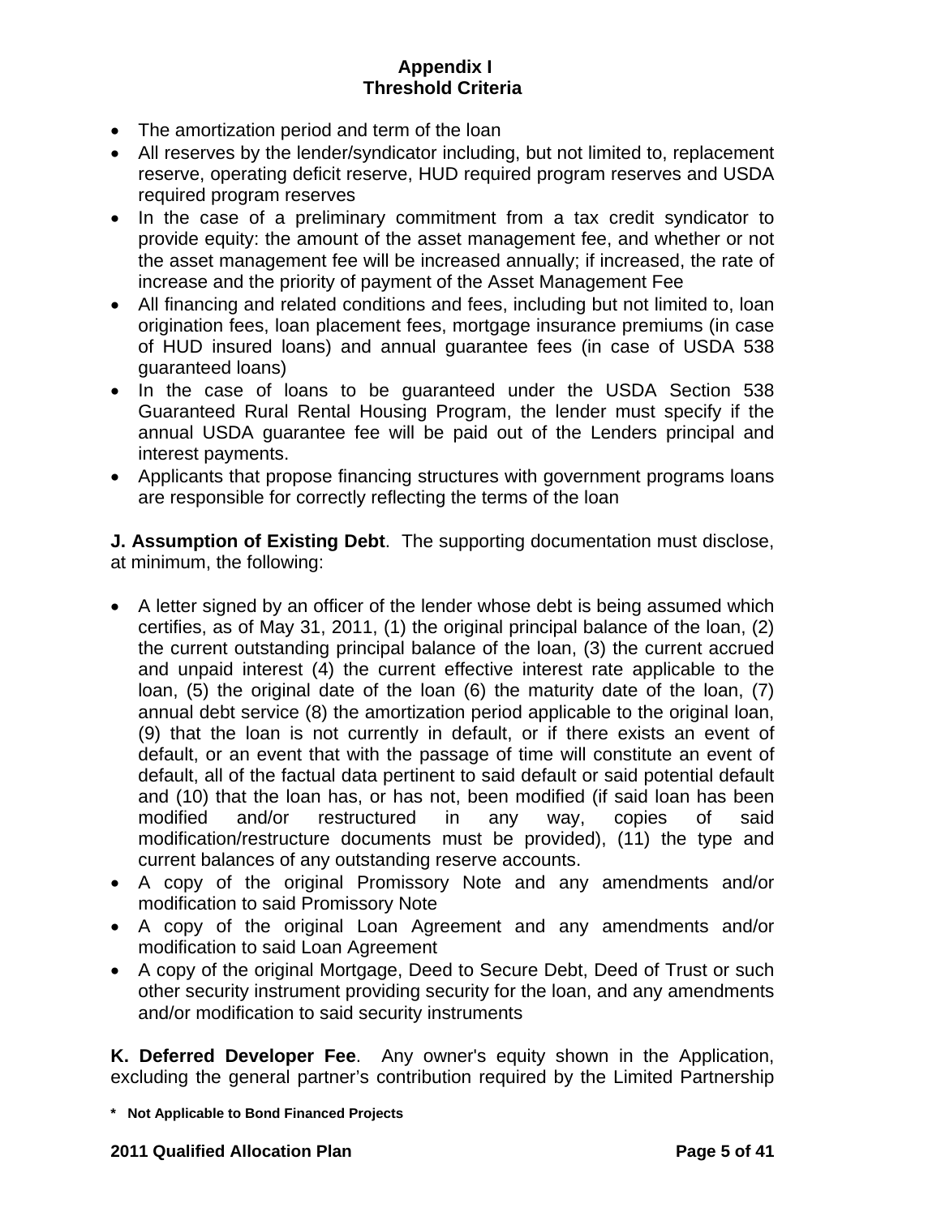- The amortization period and term of the loan
- All reserves by the lender/syndicator including, but not limited to, replacement reserve, operating deficit reserve, HUD required program reserves and USDA required program reserves
- In the case of a preliminary commitment from a tax credit syndicator to provide equity: the amount of the asset management fee, and whether or not the asset management fee will be increased annually; if increased, the rate of increase and the priority of payment of the Asset Management Fee
- All financing and related conditions and fees, including but not limited to, loan origination fees, loan placement fees, mortgage insurance premiums (in case of HUD insured loans) and annual guarantee fees (in case of USDA 538 guaranteed loans)
- In the case of loans to be guaranteed under the USDA Section 538 Guaranteed Rural Rental Housing Program, the lender must specify if the annual USDA guarantee fee will be paid out of the Lenders principal and interest payments.
- Applicants that propose financing structures with government programs loans are responsible for correctly reflecting the terms of the loan

**J. Assumption of Existing Debt**. The supporting documentation must disclose, at minimum, the following:

- A letter signed by an officer of the lender whose debt is being assumed which certifies, as of May 31, 2011, (1) the original principal balance of the loan, (2) the current outstanding principal balance of the loan, (3) the current accrued and unpaid interest (4) the current effective interest rate applicable to the loan, (5) the original date of the loan (6) the maturity date of the loan, (7) annual debt service (8) the amortization period applicable to the original loan, (9) that the loan is not currently in default, or if there exists an event of default, or an event that with the passage of time will constitute an event of default, all of the factual data pertinent to said default or said potential default and (10) that the loan has, or has not, been modified (if said loan has been modified and/or restructured in any way, copies of said modification/restructure documents must be provided), (11) the type and current balances of any outstanding reserve accounts.
- A copy of the original Promissory Note and any amendments and/or modification to said Promissory Note
- A copy of the original Loan Agreement and any amendments and/or modification to said Loan Agreement
- A copy of the original Mortgage, Deed to Secure Debt, Deed of Trust or such other security instrument providing security for the loan, and any amendments and/or modification to said security instruments

**K. Deferred Developer Fee**. Any owner's equity shown in the Application, excluding the general partner's contribution required by the Limited Partnership

**\* Not Applicable to Bond Financed Projects**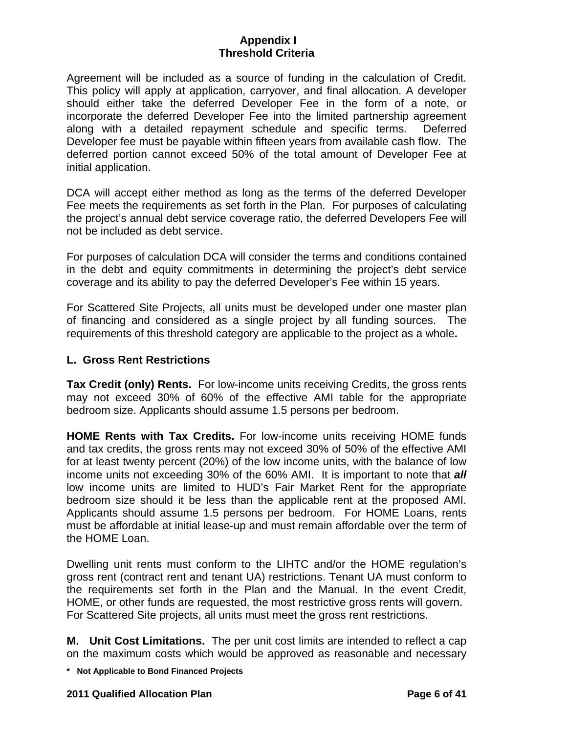Agreement will be included as a source of funding in the calculation of Credit. This policy will apply at application, carryover, and final allocation. A developer should either take the deferred Developer Fee in the form of a note, or incorporate the deferred Developer Fee into the limited partnership agreement along with a detailed repayment schedule and specific terms. Deferred Developer fee must be payable within fifteen years from available cash flow. The deferred portion cannot exceed 50% of the total amount of Developer Fee at initial application.

DCA will accept either method as long as the terms of the deferred Developer Fee meets the requirements as set forth in the Plan. For purposes of calculating the project's annual debt service coverage ratio, the deferred Developers Fee will not be included as debt service.

For purposes of calculation DCA will consider the terms and conditions contained in the debt and equity commitments in determining the project's debt service coverage and its ability to pay the deferred Developer's Fee within 15 years.

For Scattered Site Projects, all units must be developed under one master plan of financing and considered as a single project by all funding sources. The requirements of this threshold category are applicable to the project as a whole**.**

## L. Gross Rent Restrictions

**Tax Credit (only) Rents.** For low-income units receiving Credits, the gross rents may not exceed 30% of 60% of the effective AMI table for the appropriate bedroom size. Applicants should assume 1.5 persons per bedroom.

**HOME Rents with Tax Credits.** For low-income units receiving HOME funds and tax credits, the gross rents may not exceed 30% of 50% of the effective AMI for at least twenty percent (20%) of the low income units, with the balance of low income units not exceeding 30% of the 60% AMI. It is important to note that ***all*** low income units are limited to HUD's Fair Market Rent for the appropriate bedroom size should it be less than the applicable rent at the proposed AMI. Applicants should assume 1.5 persons per bedroom. For HOME Loans, rents must be affordable at initial lease-up and must remain affordable over the term of the HOME Loan.

Dwelling unit rents must conform to the LIHTC and/or the HOME regulation's gross rent (contract rent and tenant UA) restrictions. Tenant UA must conform to the requirements set forth in the Plan and the Manual. In the event Credit, HOME, or other funds are requested, the most restrictive gross rents will govern. For Scattered Site projects, all units must meet the gross rent restrictions.

**M. Unit Cost Limitations.** The per unit cost limits are intended to reflect a cap on the maximum costs which would be approved as reasonable and necessary

**\* Not Applicable to Bond Financed Projects**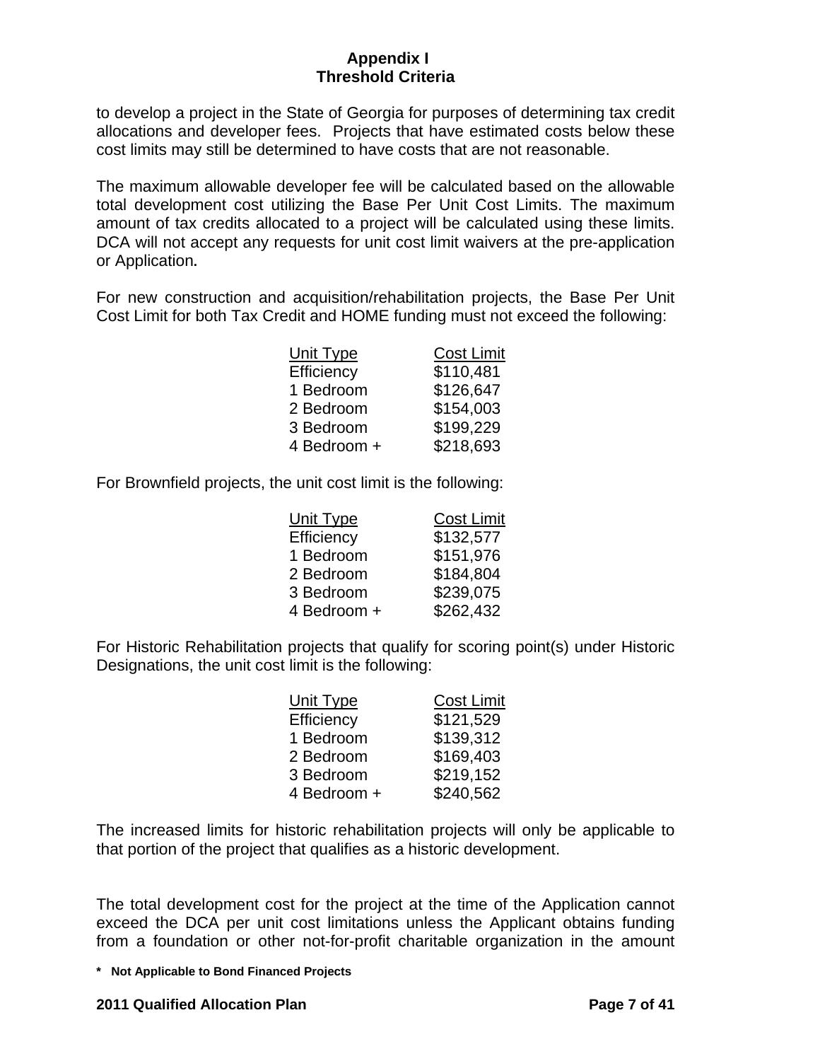to develop a project in the State of Georgia for purposes of determining tax credit allocations and developer fees. Projects that have estimated costs below these cost limits may still be determined to have costs that are not reasonable.

The maximum allowable developer fee will be calculated based on the allowable total development cost utilizing the Base Per Unit Cost Limits. The maximum amount of tax credits allocated to a project will be calculated using these limits. DCA will not accept any requests for unit cost limit waivers at the pre-application or Application.

For new construction and acquisition/rehabilitation projects, the Base Per Unit Cost Limit for both Tax Credit and HOME funding must not exceed the following:

| Unit Type | Cost Limit |
|---|---|
| Efficiency | $110,481 |
| 1 Bedroom | $126,647 |
| 2 Bedroom | $154,003 |
| 3 Bedroom | $199,229 |
| 4 Bedroom + | $218,693 |

For Brownfield projects, the unit cost limit is the following:

| Unit Type | Cost Limit |
|---|---|
| Efficiency | $132,577 |
| 1 Bedroom | $151,976 |
| 2 Bedroom | $184,804 |
| 3 Bedroom | $239,075 |
| 4 Bedroom + | $262,432 |

For Historic Rehabilitation projects that qualify for scoring point(s) under Historic Designations, the unit cost limit is the following:

| Unit Type | Cost Limit |
|---|---|
| Efficiency | $121,529 |
| 1 Bedroom | $139,312 |
| 2 Bedroom | $169,403 |
| 3 Bedroom | $219,152 |
| 4 Bedroom + | $240,562 |

The increased limits for historic rehabilitation projects will only be applicable to that portion of the project that qualifies as a historic development.

The total development cost for the project at the time of the Application cannot exceed the DCA per unit cost limitations unless the Applicant obtains funding from a foundation or other not-for-profit charitable organization in the amount

**\* Not Applicable to Bond Financed Projects**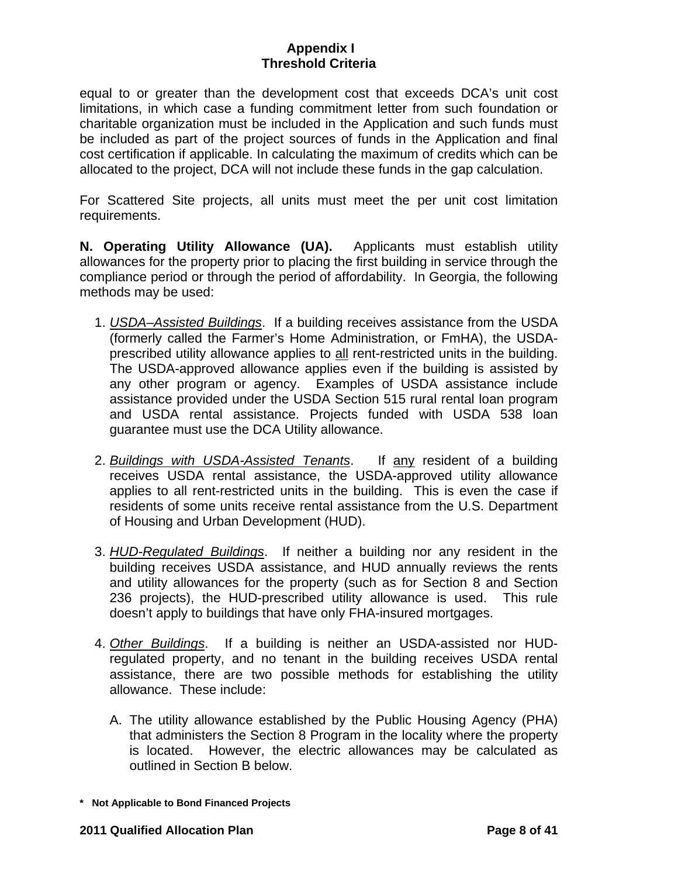equal to or greater than the development cost that exceeds DCA's unit cost limitations, in which case a funding commitment letter from such foundation or charitable organization must be included in the Application and such funds must be included as part of the project sources of funds in the Application and final cost certification if applicable. In calculating the maximum of credits which can be allocated to the project, DCA will not include these funds in the gap calculation.

For Scattered Site projects, all units must meet the per unit cost limitation requirements.

**N. Operating Utility Allowance (UA).** Applicants must establish utility allowances for the property prior to placing the first building in service through the compliance period or through the period of affordability. In Georgia, the following methods may be used:

1. *USDA–Assisted Buildings*. If a building receives assistance from the USDA (formerly called the Farmer's Home Administration, or FmHA), the USDA-prescribed utility allowance applies to all rent-restricted units in the building. The USDA-approved allowance applies even if the building is assisted by any other program or agency. Examples of USDA assistance include assistance provided under the USDA Section 515 rural rental loan program and USDA rental assistance. Projects funded with USDA 538 loan guarantee must use the DCA Utility allowance.

2. *Buildings with USDA-Assisted Tenants*. If any resident of a building receives USDA rental assistance, the USDA-approved utility allowance applies to all rent-restricted units in the building. This is even the case if residents of some units receive rental assistance from the U.S. Department of Housing and Urban Development (HUD).

3. *HUD-Regulated Buildings*. If neither a building nor any resident in the building receives USDA assistance, and HUD annually reviews the rents and utility allowances for the property (such as for Section 8 and Section 236 projects), the HUD-prescribed utility allowance is used. This rule doesn't apply to buildings that have only FHA-insured mortgages.

4. *Other Buildings*. If a building is neither an USDA-assisted nor HUD-regulated property, and no tenant in the building receives USDA rental assistance, there are two possible methods for establishing the utility allowance. These include:

   A. The utility allowance established by the Public Housing Agency (PHA) that administers the Section 8 Program in the locality where the property is located. However, the electric allowances may be calculated as outlined in Section B below.

**\* Not Applicable to Bond Financed Projects**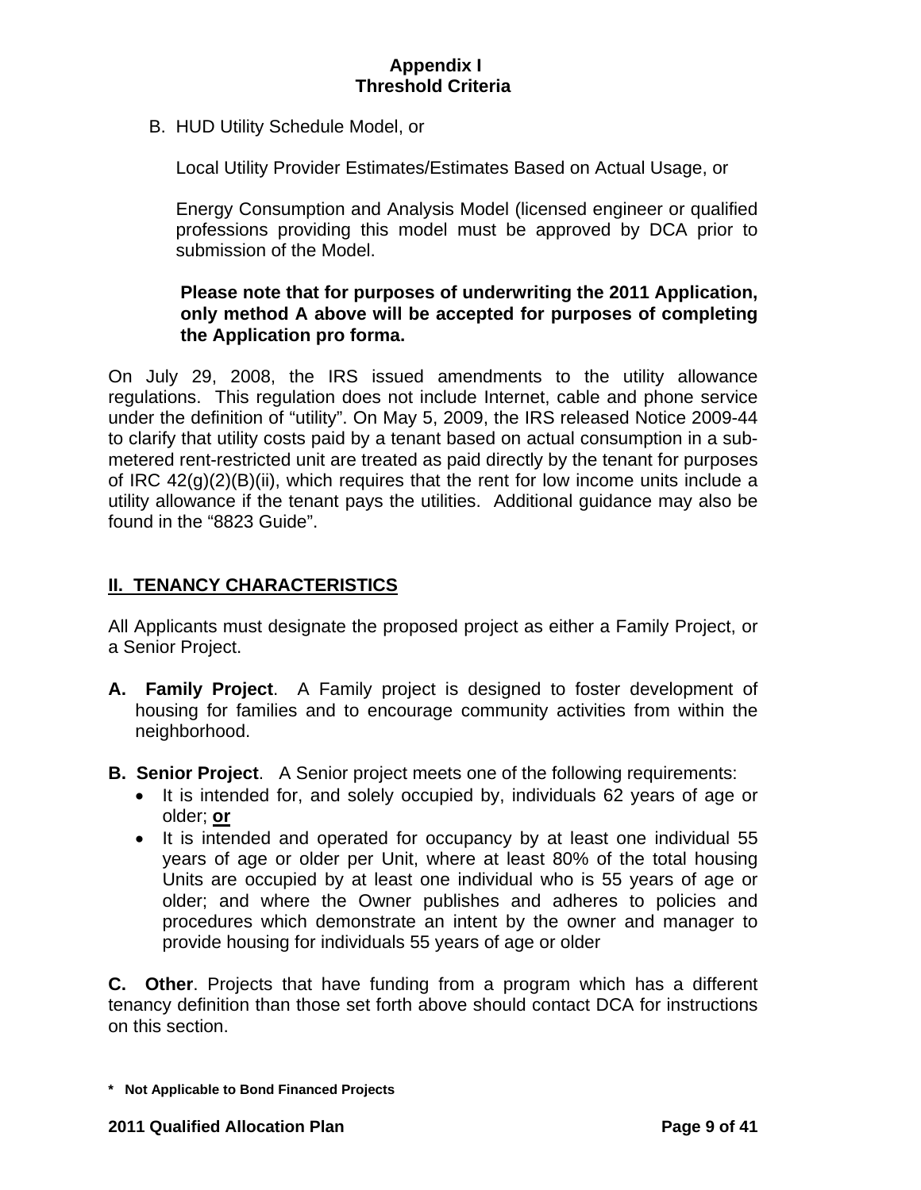B. HUD Utility Schedule Model, or

Local Utility Provider Estimates/Estimates Based on Actual Usage, or

Energy Consumption and Analysis Model (licensed engineer or qualified professions providing this model must be approved by DCA prior to submission of the Model.

**Please note that for purposes of underwriting the 2011 Application, only method A above will be accepted for purposes of completing the Application pro forma.**

On July 29, 2008, the IRS issued amendments to the utility allowance regulations. This regulation does not include Internet, cable and phone service under the definition of "utility". On May 5, 2009, the IRS released Notice 2009-44 to clarify that utility costs paid by a tenant based on actual consumption in a sub-metered rent-restricted unit are treated as paid directly by the tenant for purposes of IRC 42(g)(2)(B)(ii), which requires that the rent for low income units include a utility allowance if the tenant pays the utilities. Additional guidance may also be found in the "8823 Guide".

## II. TENANCY CHARACTERISTICS

All Applicants must designate the proposed project as either a Family Project, or a Senior Project.

**A. Family Project**. A Family project is designed to foster development of housing for families and to encourage community activities from within the neighborhood.

**B. Senior Project**. A Senior project meets one of the following requirements:

- It is intended for, and solely occupied by, individuals 62 years of age or older; **or**
- It is intended and operated for occupancy by at least one individual 55 years of age or older per Unit, where at least 80% of the total housing Units are occupied by at least one individual who is 55 years of age or older; and where the Owner publishes and adheres to policies and procedures which demonstrate an intent by the owner and manager to provide housing for individuals 55 years of age or older

**C. Other**. Projects that have funding from a program which has a different tenancy definition than those set forth above should contact DCA for instructions on this section.

**\* Not Applicable to Bond Financed Projects**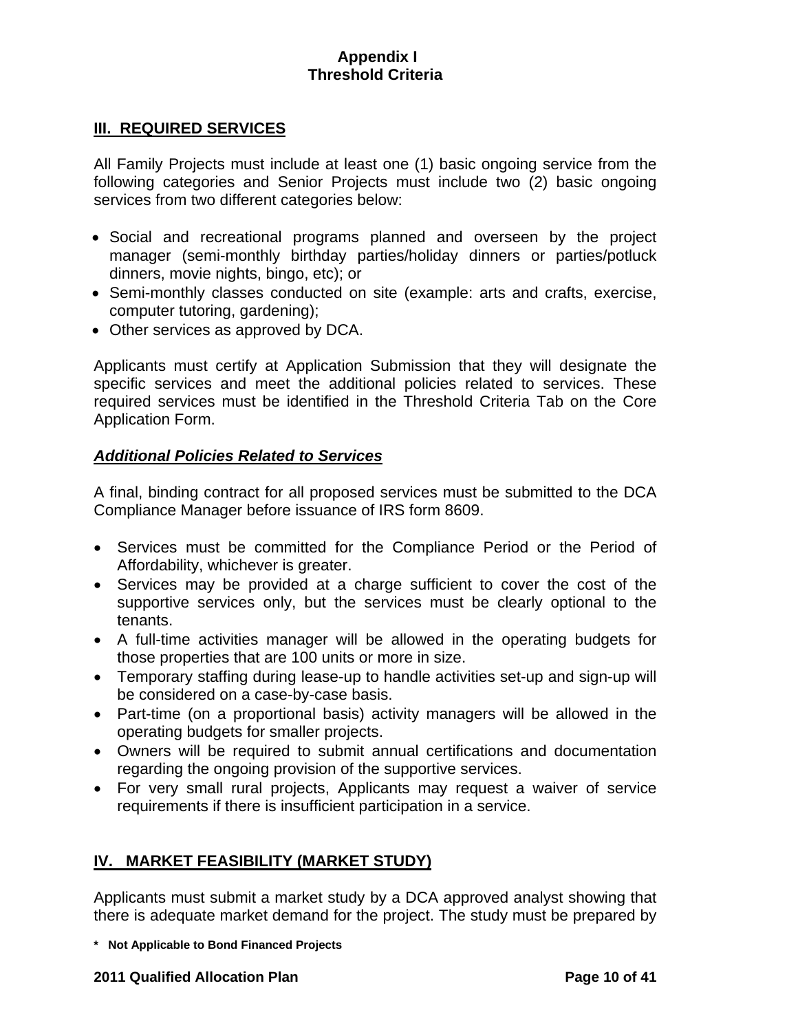## Appendix I
## Threshold Criteria

### III. REQUIRED SERVICES

All Family Projects must include at least one (1) basic ongoing service from the following categories and Senior Projects must include two (2) basic ongoing services from two different categories below:

- Social and recreational programs planned and overseen by the project manager (semi-monthly birthday parties/holiday dinners or parties/potluck dinners, movie nights, bingo, etc); or
- Semi-monthly classes conducted on site (example: arts and crafts, exercise, computer tutoring, gardening);
- Other services as approved by DCA.

Applicants must certify at Application Submission that they will designate the specific services and meet the additional policies related to services. These required services must be identified in the Threshold Criteria Tab on the Core Application Form.

#### ***Additional Policies Related to Services***

A final, binding contract for all proposed services must be submitted to the DCA Compliance Manager before issuance of IRS form 8609.

- Services must be committed for the Compliance Period or the Period of Affordability, whichever is greater.
- Services may be provided at a charge sufficient to cover the cost of the supportive services only, but the services must be clearly optional to the tenants.
- A full-time activities manager will be allowed in the operating budgets for those properties that are 100 units or more in size.
- Temporary staffing during lease-up to handle activities set-up and sign-up will be considered on a case-by-case basis.
- Part-time (on a proportional basis) activity managers will be allowed in the operating budgets for smaller projects.
- Owners will be required to submit annual certifications and documentation regarding the ongoing provision of the supportive services.
- For very small rural projects, Applicants may request a waiver of service requirements if there is insufficient participation in a service.

### IV. MARKET FEASIBILITY (MARKET STUDY)

Applicants must submit a market study by a DCA approved analyst showing that there is adequate market demand for the project. The study must be prepared by

**\* Not Applicable to Bond Financed Projects**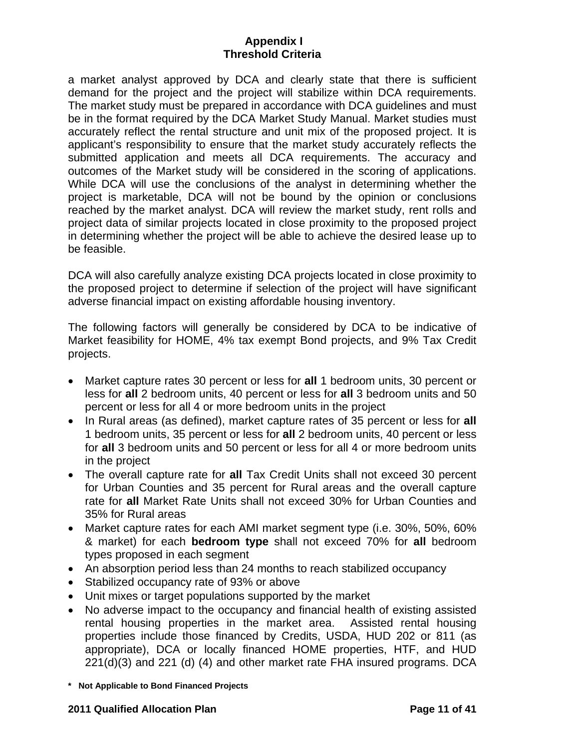a market analyst approved by DCA and clearly state that there is sufficient demand for the project and the project will stabilize within DCA requirements. The market study must be prepared in accordance with DCA guidelines and must be in the format required by the DCA Market Study Manual. Market studies must accurately reflect the rental structure and unit mix of the proposed project. It is applicant's responsibility to ensure that the market study accurately reflects the submitted application and meets all DCA requirements. The accuracy and outcomes of the Market study will be considered in the scoring of applications. While DCA will use the conclusions of the analyst in determining whether the project is marketable, DCA will not be bound by the opinion or conclusions reached by the market analyst. DCA will review the market study, rent rolls and project data of similar projects located in close proximity to the proposed project in determining whether the project will be able to achieve the desired lease up to be feasible.

DCA will also carefully analyze existing DCA projects located in close proximity to the proposed project to determine if selection of the project will have significant adverse financial impact on existing affordable housing inventory.

The following factors will generally be considered by DCA to be indicative of Market feasibility for HOME, 4% tax exempt Bond projects, and 9% Tax Credit projects.

- Market capture rates 30 percent or less for **all** 1 bedroom units, 30 percent or less for **all** 2 bedroom units, 40 percent or less for **all** 3 bedroom units and 50 percent or less for all 4 or more bedroom units in the project
- In Rural areas (as defined), market capture rates of 35 percent or less for **all** 1 bedroom units, 35 percent or less for **all** 2 bedroom units, 40 percent or less for **all** 3 bedroom units and 50 percent or less for all 4 or more bedroom units in the project
- The overall capture rate for **all** Tax Credit Units shall not exceed 30 percent for Urban Counties and 35 percent for Rural areas and the overall capture rate for **all** Market Rate Units shall not exceed 30% for Urban Counties and 35% for Rural areas
- Market capture rates for each AMI market segment type (i.e. 30%, 50%, 60% & market) for each **bedroom type** shall not exceed 70% for **all** bedroom types proposed in each segment
- An absorption period less than 24 months to reach stabilized occupancy
- Stabilized occupancy rate of 93% or above
- Unit mixes or target populations supported by the market
- No adverse impact to the occupancy and financial health of existing assisted rental housing properties in the market area. Assisted rental housing properties include those financed by Credits, USDA, HUD 202 or 811 (as appropriate), DCA or locally financed HOME properties, HTF, and HUD 221(d)(3) and 221 (d) (4) and other market rate FHA insured programs. DCA

**\* Not Applicable to Bond Financed Projects**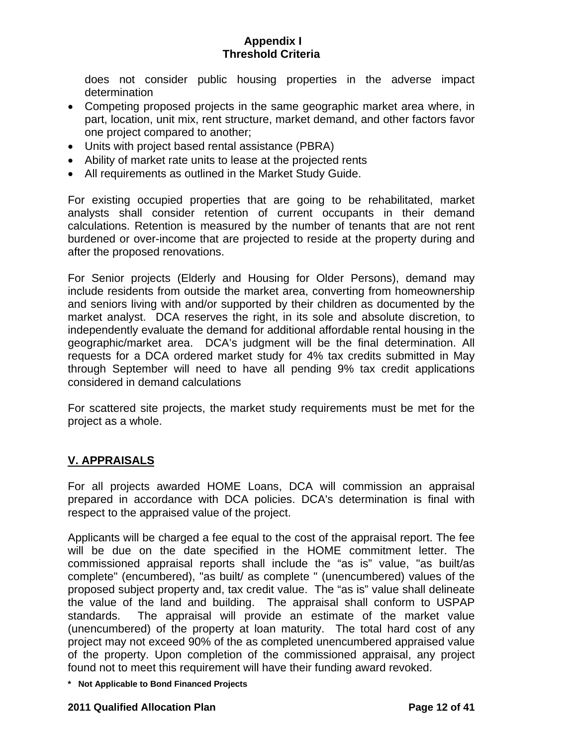does not consider public housing properties in the adverse impact determination

- Competing proposed projects in the same geographic market area where, in part, location, unit mix, rent structure, market demand, and other factors favor one project compared to another;
- Units with project based rental assistance (PBRA)
- Ability of market rate units to lease at the projected rents
- All requirements as outlined in the Market Study Guide.

For existing occupied properties that are going to be rehabilitated, market analysts shall consider retention of current occupants in their demand calculations. Retention is measured by the number of tenants that are not rent burdened or over-income that are projected to reside at the property during and after the proposed renovations.

For Senior projects (Elderly and Housing for Older Persons), demand may include residents from outside the market area, converting from homeownership and seniors living with and/or supported by their children as documented by the market analyst. DCA reserves the right, in its sole and absolute discretion, to independently evaluate the demand for additional affordable rental housing in the geographic/market area. DCA's judgment will be the final determination. All requests for a DCA ordered market study for 4% tax credits submitted in May through September will need to have all pending 9% tax credit applications considered in demand calculations

For scattered site projects, the market study requirements must be met for the project as a whole.

## V. APPRAISALS

For all projects awarded HOME Loans, DCA will commission an appraisal prepared in accordance with DCA policies. DCA's determination is final with respect to the appraised value of the project.

Applicants will be charged a fee equal to the cost of the appraisal report. The fee will be due on the date specified in the HOME commitment letter. The commissioned appraisal reports shall include the "as is" value, "as built/as complete" (encumbered), "as built/ as complete " (unencumbered) values of the proposed subject property and, tax credit value. The "as is" value shall delineate the value of the land and building. The appraisal shall conform to USPAP standards. The appraisal will provide an estimate of the market value (unencumbered) of the property at loan maturity. The total hard cost of any project may not exceed 90% of the as completed unencumbered appraised value of the property. Upon completion of the commissioned appraisal, any project found not to meet this requirement will have their funding award revoked.

**\* Not Applicable to Bond Financed Projects**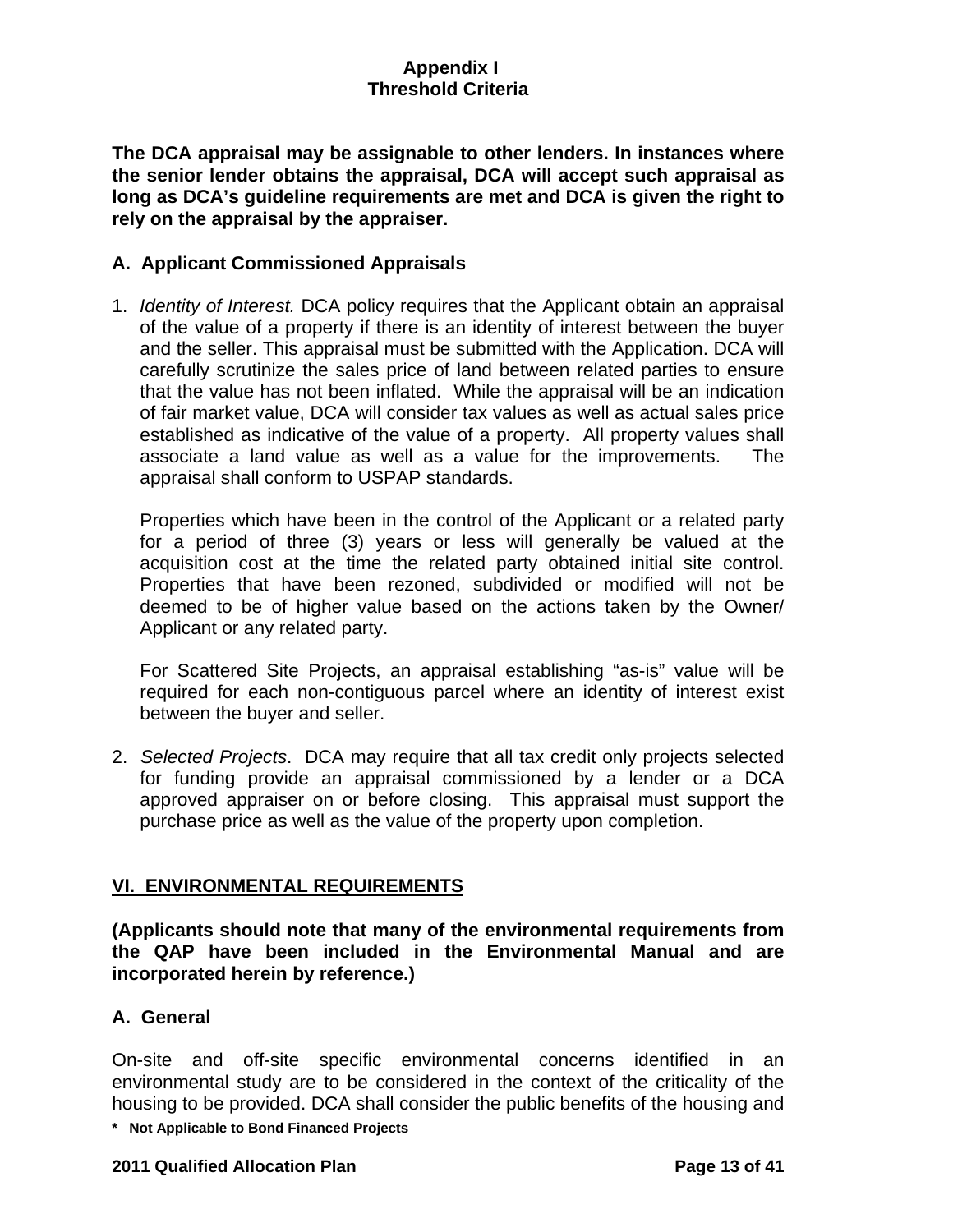**The DCA appraisal may be assignable to other lenders. In instances where the senior lender obtains the appraisal, DCA will accept such appraisal as long as DCA's guideline requirements are met and DCA is given the right to rely on the appraisal by the appraiser.**

### A. Applicant Commissioned Appraisals

1. *Identity of Interest.* DCA policy requires that the Applicant obtain an appraisal of the value of a property if there is an identity of interest between the buyer and the seller. This appraisal must be submitted with the Application. DCA will carefully scrutinize the sales price of land between related parties to ensure that the value has not been inflated. While the appraisal will be an indication of fair market value, DCA will consider tax values as well as actual sales price established as indicative of the value of a property. All property values shall associate a land value as well as a value for the improvements. The appraisal shall conform to USPAP standards.

   Properties which have been in the control of the Applicant or a related party for a period of three (3) years or less will generally be valued at the acquisition cost at the time the related party obtained initial site control. Properties that have been rezoned, subdivided or modified will not be deemed to be of higher value based on the actions taken by the Owner/ Applicant or any related party.

   For Scattered Site Projects, an appraisal establishing "as-is" value will be required for each non-contiguous parcel where an identity of interest exist between the buyer and seller.

2. *Selected Projects*. DCA may require that all tax credit only projects selected for funding provide an appraisal commissioned by a lender or a DCA approved appraiser on or before closing. This appraisal must support the purchase price as well as the value of the property upon completion.

## VI. ENVIRONMENTAL REQUIREMENTS

**(Applicants should note that many of the environmental requirements from the QAP have been included in the Environmental Manual and are incorporated herein by reference.)**

### A. General

On-site and off-site specific environmental concerns identified in an environmental study are to be considered in the context of the criticality of the housing to be provided. DCA shall consider the public benefits of the housing and

**\* Not Applicable to Bond Financed Projects**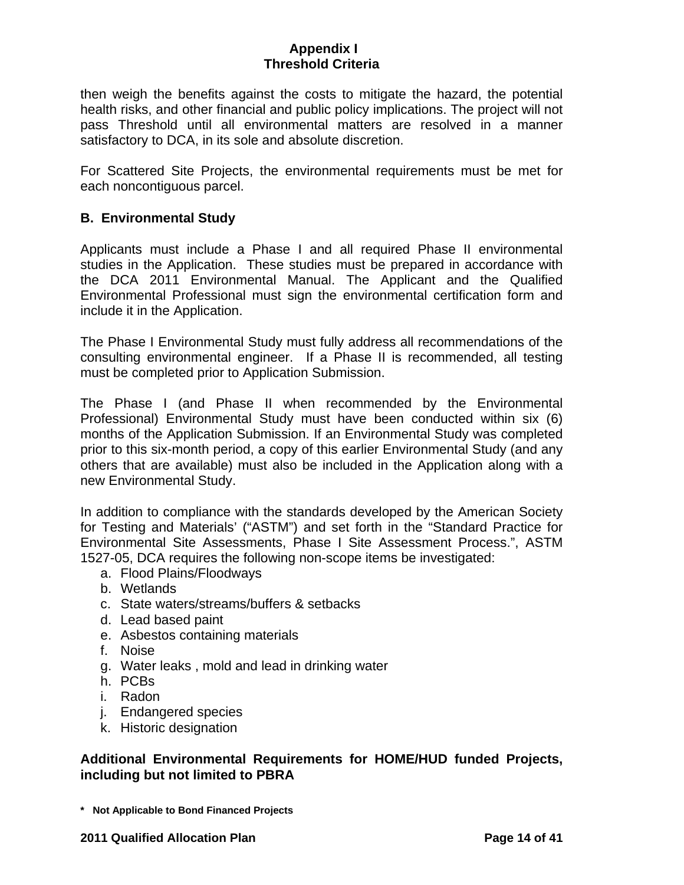then weigh the benefits against the costs to mitigate the hazard, the potential health risks, and other financial and public policy implications. The project will not pass Threshold until all environmental matters are resolved in a manner satisfactory to DCA, in its sole and absolute discretion.

For Scattered Site Projects, the environmental requirements must be met for each noncontiguous parcel.

## B. Environmental Study

Applicants must include a Phase I and all required Phase II environmental studies in the Application. These studies must be prepared in accordance with the DCA 2011 Environmental Manual. The Applicant and the Qualified Environmental Professional must sign the environmental certification form and include it in the Application.

The Phase I Environmental Study must fully address all recommendations of the consulting environmental engineer. If a Phase II is recommended, all testing must be completed prior to Application Submission.

The Phase I (and Phase II when recommended by the Environmental Professional) Environmental Study must have been conducted within six (6) months of the Application Submission. If an Environmental Study was completed prior to this six-month period, a copy of this earlier Environmental Study (and any others that are available) must also be included in the Application along with a new Environmental Study.

In addition to compliance with the standards developed by the American Society for Testing and Materials' ("ASTM") and set forth in the "Standard Practice for Environmental Site Assessments, Phase I Site Assessment Process.", ASTM 1527-05, DCA requires the following non-scope items be investigated:

a. Flood Plains/Floodways
b. Wetlands
c. State waters/streams/buffers & setbacks
d. Lead based paint
e. Asbestos containing materials
f. Noise
g. Water leaks , mold and lead in drinking water
h. PCBs
i. Radon
j. Endangered species
k. Historic designation

**Additional Environmental Requirements for HOME/HUD funded Projects, including but not limited to PBRA**

**\* Not Applicable to Bond Financed Projects**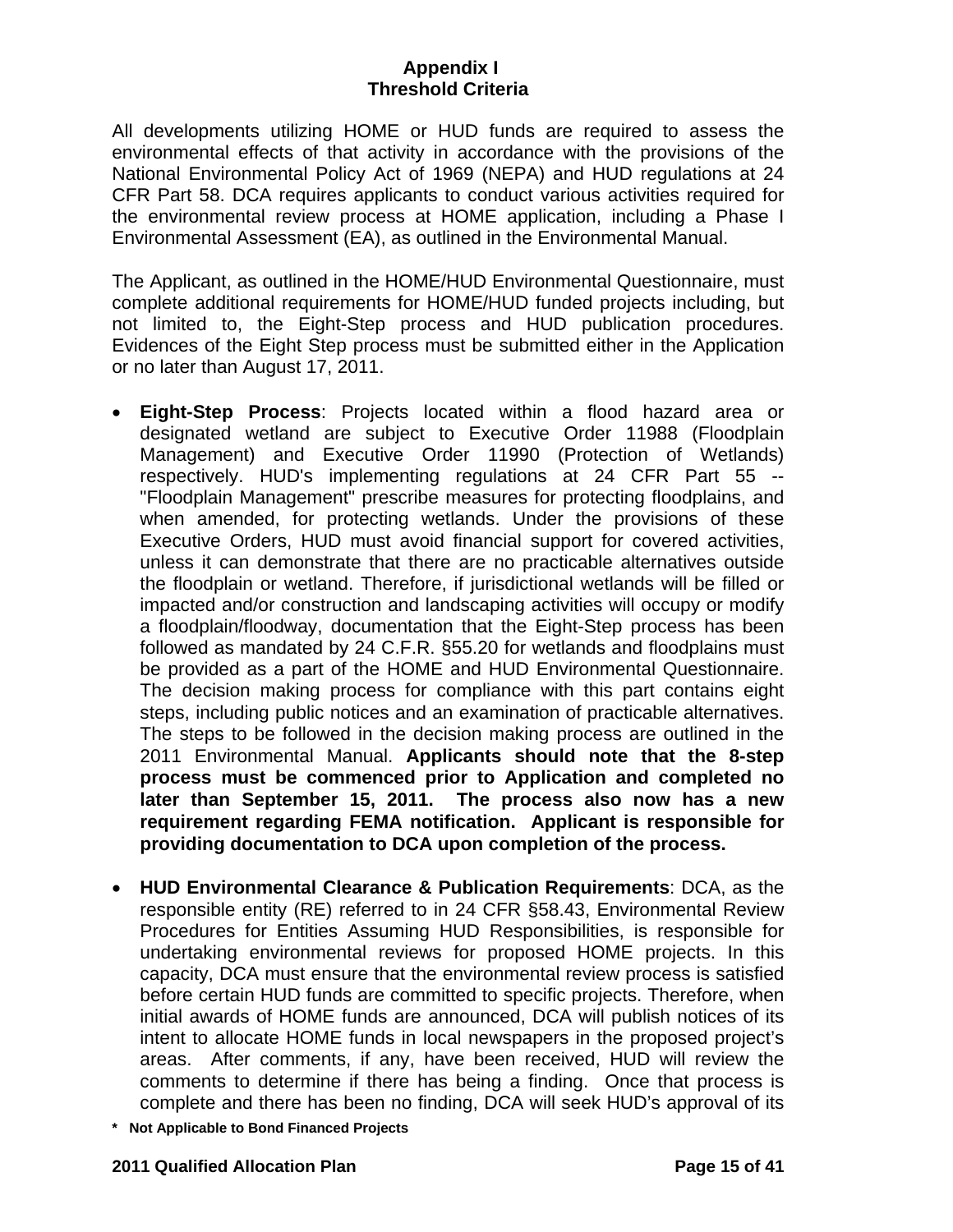# Appendix I
# Threshold Criteria

All developments utilizing HOME or HUD funds are required to assess the environmental effects of that activity in accordance with the provisions of the National Environmental Policy Act of 1969 (NEPA) and HUD regulations at 24 CFR Part 58. DCA requires applicants to conduct various activities required for the environmental review process at HOME application, including a Phase I Environmental Assessment (EA), as outlined in the Environmental Manual.

The Applicant, as outlined in the HOME/HUD Environmental Questionnaire, must complete additional requirements for HOME/HUD funded projects including, but not limited to, the Eight-Step process and HUD publication procedures. Evidences of the Eight Step process must be submitted either in the Application or no later than August 17, 2011.

- **Eight-Step Process**: Projects located within a flood hazard area or designated wetland are subject to Executive Order 11988 (Floodplain Management) and Executive Order 11990 (Protection of Wetlands) respectively. HUD's implementing regulations at 24 CFR Part 55 -- "Floodplain Management" prescribe measures for protecting floodplains, and when amended, for protecting wetlands. Under the provisions of these Executive Orders, HUD must avoid financial support for covered activities, unless it can demonstrate that there are no practicable alternatives outside the floodplain or wetland. Therefore, if jurisdictional wetlands will be filled or impacted and/or construction and landscaping activities will occupy or modify a floodplain/floodway, documentation that the Eight-Step process has been followed as mandated by 24 C.F.R. §55.20 for wetlands and floodplains must be provided as a part of the HOME and HUD Environmental Questionnaire. The decision making process for compliance with this part contains eight steps, including public notices and an examination of practicable alternatives. The steps to be followed in the decision making process are outlined in the 2011 Environmental Manual. **Applicants should note that the 8-step process must be commenced prior to Application and completed no later than September 15, 2011. The process also now has a new requirement regarding FEMA notification. Applicant is responsible for providing documentation to DCA upon completion of the process.**

- **HUD Environmental Clearance & Publication Requirements**: DCA, as the responsible entity (RE) referred to in 24 CFR §58.43, Environmental Review Procedures for Entities Assuming HUD Responsibilities, is responsible for undertaking environmental reviews for proposed HOME projects. In this capacity, DCA must ensure that the environmental review process is satisfied before certain HUD funds are committed to specific projects. Therefore, when initial awards of HOME funds are announced, DCA will publish notices of its intent to allocate HOME funds in local newspapers in the proposed project's areas. After comments, if any, have been received, HUD will review the comments to determine if there has being a finding. Once that process is complete and there has been no finding, DCA will seek HUD's approval of its

**\* Not Applicable to Bond Financed Projects**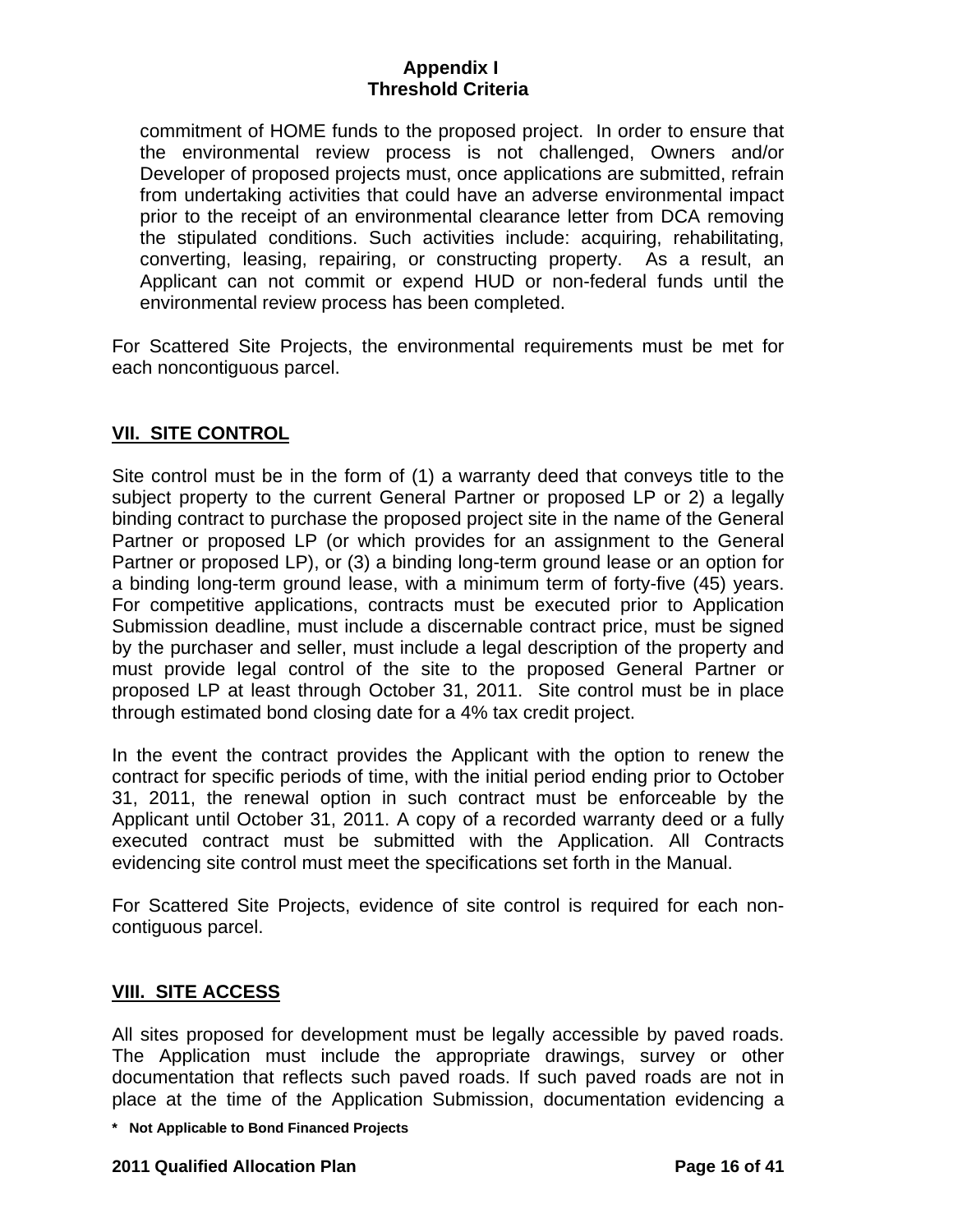commitment of HOME funds to the proposed project. In order to ensure that the environmental review process is not challenged, Owners and/or Developer of proposed projects must, once applications are submitted, refrain from undertaking activities that could have an adverse environmental impact prior to the receipt of an environmental clearance letter from DCA removing the stipulated conditions. Such activities include: acquiring, rehabilitating, converting, leasing, repairing, or constructing property. As a result, an Applicant can not commit or expend HUD or non-federal funds until the environmental review process has been completed.

For Scattered Site Projects, the environmental requirements must be met for each noncontiguous parcel.

## VII. SITE CONTROL

Site control must be in the form of (1) a warranty deed that conveys title to the subject property to the current General Partner or proposed LP or 2) a legally binding contract to purchase the proposed project site in the name of the General Partner or proposed LP (or which provides for an assignment to the General Partner or proposed LP), or (3) a binding long-term ground lease or an option for a binding long-term ground lease, with a minimum term of forty-five (45) years. For competitive applications, contracts must be executed prior to Application Submission deadline, must include a discernable contract price, must be signed by the purchaser and seller, must include a legal description of the property and must provide legal control of the site to the proposed General Partner or proposed LP at least through October 31, 2011. Site control must be in place through estimated bond closing date for a 4% tax credit project.

In the event the contract provides the Applicant with the option to renew the contract for specific periods of time, with the initial period ending prior to October 31, 2011, the renewal option in such contract must be enforceable by the Applicant until October 31, 2011. A copy of a recorded warranty deed or a fully executed contract must be submitted with the Application. All Contracts evidencing site control must meet the specifications set forth in the Manual.

For Scattered Site Projects, evidence of site control is required for each non-contiguous parcel.

## VIII. SITE ACCESS

All sites proposed for development must be legally accessible by paved roads. The Application must include the appropriate drawings, survey or other documentation that reflects such paved roads. If such paved roads are not in place at the time of the Application Submission, documentation evidencing a

**\* Not Applicable to Bond Financed Projects**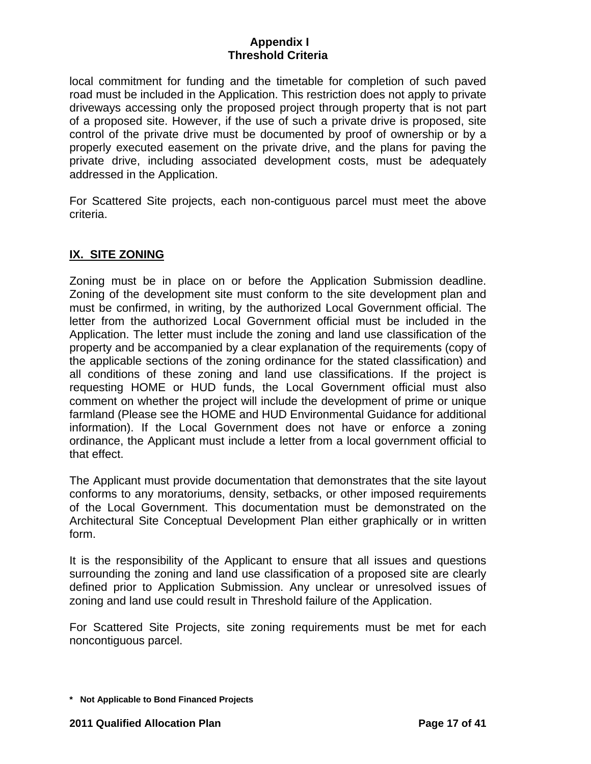local commitment for funding and the timetable for completion of such paved road must be included in the Application. This restriction does not apply to private driveways accessing only the proposed project through property that is not part of a proposed site. However, if the use of such a private drive is proposed, site control of the private drive must be documented by proof of ownership or by a properly executed easement on the private drive, and the plans for paving the private drive, including associated development costs, must be adequately addressed in the Application.

For Scattered Site projects, each non-contiguous parcel must meet the above criteria.

## IX. SITE ZONING

Zoning must be in place on or before the Application Submission deadline. Zoning of the development site must conform to the site development plan and must be confirmed, in writing, by the authorized Local Government official. The letter from the authorized Local Government official must be included in the Application. The letter must include the zoning and land use classification of the property and be accompanied by a clear explanation of the requirements (copy of the applicable sections of the zoning ordinance for the stated classification) and all conditions of these zoning and land use classifications. If the project is requesting HOME or HUD funds, the Local Government official must also comment on whether the project will include the development of prime or unique farmland (Please see the HOME and HUD Environmental Guidance for additional information). If the Local Government does not have or enforce a zoning ordinance, the Applicant must include a letter from a local government official to that effect.

The Applicant must provide documentation that demonstrates that the site layout conforms to any moratoriums, density, setbacks, or other imposed requirements of the Local Government. This documentation must be demonstrated on the Architectural Site Conceptual Development Plan either graphically or in written form.

It is the responsibility of the Applicant to ensure that all issues and questions surrounding the zoning and land use classification of a proposed site are clearly defined prior to Application Submission. Any unclear or unresolved issues of zoning and land use could result in Threshold failure of the Application.

For Scattered Site Projects, site zoning requirements must be met for each noncontiguous parcel.

**\* Not Applicable to Bond Financed Projects**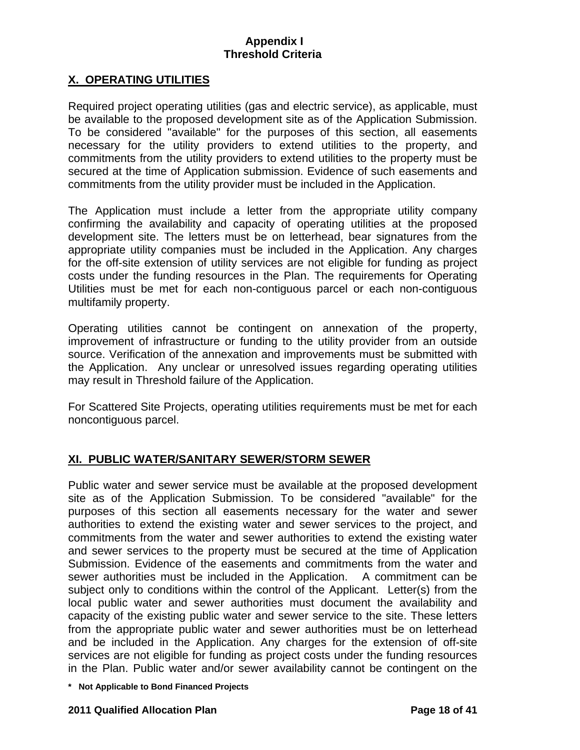# Appendix I
# Threshold Criteria

## X. OPERATING UTILITIES

Required project operating utilities (gas and electric service), as applicable, must be available to the proposed development site as of the Application Submission. To be considered "available" for the purposes of this section, all easements necessary for the utility providers to extend utilities to the property, and commitments from the utility providers to extend utilities to the property must be secured at the time of Application submission. Evidence of such easements and commitments from the utility provider must be included in the Application.

The Application must include a letter from the appropriate utility company confirming the availability and capacity of operating utilities at the proposed development site. The letters must be on letterhead, bear signatures from the appropriate utility companies must be included in the Application. Any charges for the off-site extension of utility services are not eligible for funding as project costs under the funding resources in the Plan. The requirements for Operating Utilities must be met for each non-contiguous parcel or each non-contiguous multifamily property.

Operating utilities cannot be contingent on annexation of the property, improvement of infrastructure or funding to the utility provider from an outside source. Verification of the annexation and improvements must be submitted with the Application. Any unclear or unresolved issues regarding operating utilities may result in Threshold failure of the Application.

For Scattered Site Projects, operating utilities requirements must be met for each noncontiguous parcel.

## XI. PUBLIC WATER/SANITARY SEWER/STORM SEWER

Public water and sewer service must be available at the proposed development site as of the Application Submission. To be considered "available" for the purposes of this section all easements necessary for the water and sewer authorities to extend the existing water and sewer services to the project, and commitments from the water and sewer authorities to extend the existing water and sewer services to the property must be secured at the time of Application Submission. Evidence of the easements and commitments from the water and sewer authorities must be included in the Application. A commitment can be subject only to conditions within the control of the Applicant. Letter(s) from the local public water and sewer authorities must document the availability and capacity of the existing public water and sewer service to the site. These letters from the appropriate public water and sewer authorities must be on letterhead and be included in the Application. Any charges for the extension of off-site services are not eligible for funding as project costs under the funding resources in the Plan. Public water and/or sewer availability cannot be contingent on the

**\* Not Applicable to Bond Financed Projects**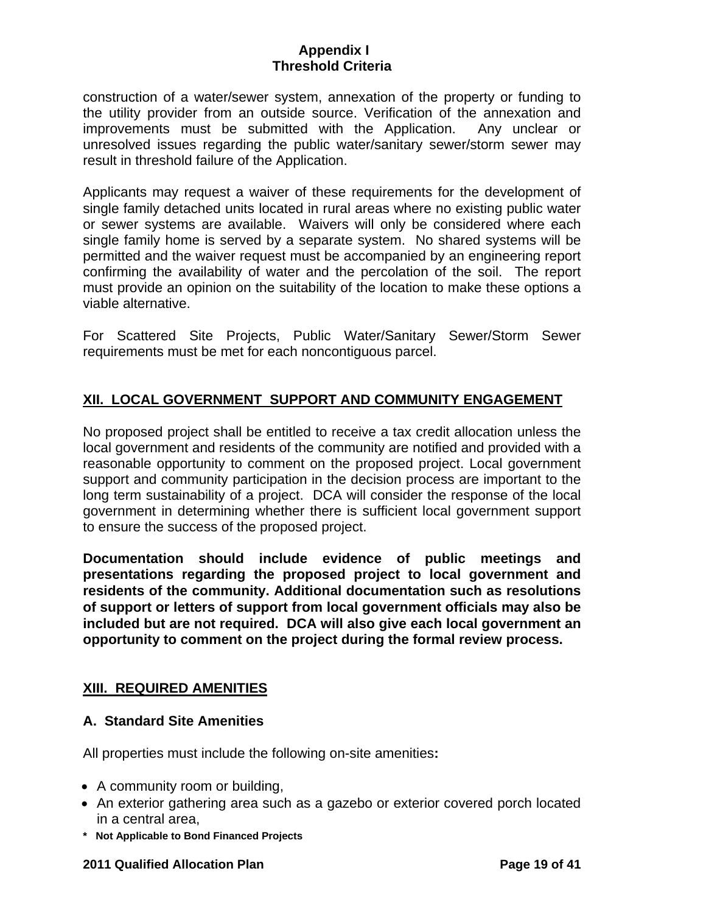construction of a water/sewer system, annexation of the property or funding to the utility provider from an outside source. Verification of the annexation and improvements must be submitted with the Application. Any unclear or unresolved issues regarding the public water/sanitary sewer/storm sewer may result in threshold failure of the Application.

Applicants may request a waiver of these requirements for the development of single family detached units located in rural areas where no existing public water or sewer systems are available. Waivers will only be considered where each single family home is served by a separate system. No shared systems will be permitted and the waiver request must be accompanied by an engineering report confirming the availability of water and the percolation of the soil. The report must provide an opinion on the suitability of the location to make these options a viable alternative.

For Scattered Site Projects, Public Water/Sanitary Sewer/Storm Sewer requirements must be met for each noncontiguous parcel.

## XII. LOCAL GOVERNMENT SUPPORT AND COMMUNITY ENGAGEMENT

No proposed project shall be entitled to receive a tax credit allocation unless the local government and residents of the community are notified and provided with a reasonable opportunity to comment on the proposed project. Local government support and community participation in the decision process are important to the long term sustainability of a project. DCA will consider the response of the local government in determining whether there is sufficient local government support to ensure the success of the proposed project.

**Documentation should include evidence of public meetings and presentations regarding the proposed project to local government and residents of the community. Additional documentation such as resolutions of support or letters of support from local government officials may also be included but are not required. DCA will also give each local government an opportunity to comment on the project during the formal review process.**

## XIII. REQUIRED AMENITIES

### A. Standard Site Amenities

All properties must include the following on-site amenities**:**

- A community room or building,
- An exterior gathering area such as a gazebo or exterior covered porch located in a central area,

**\* Not Applicable to Bond Financed Projects**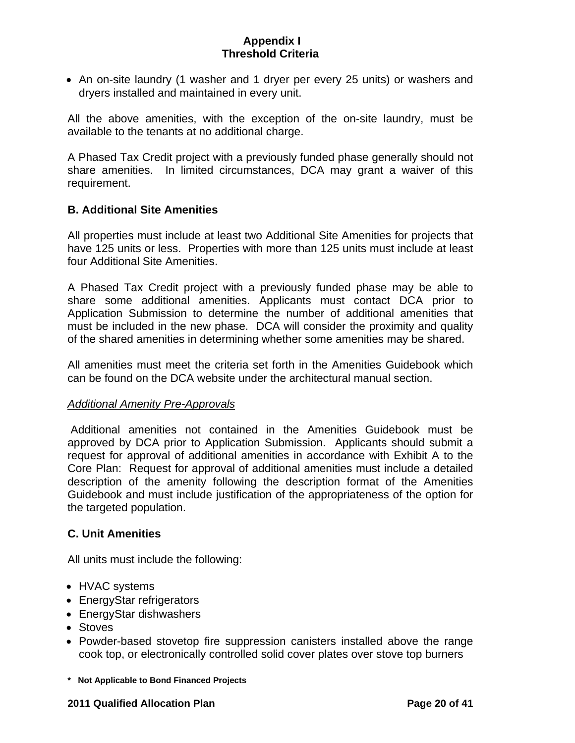- An on-site laundry (1 washer and 1 dryer per every 25 units) or washers and dryers installed and maintained in every unit.

All the above amenities, with the exception of the on-site laundry, must be available to the tenants at no additional charge.

A Phased Tax Credit project with a previously funded phase generally should not share amenities. In limited circumstances, DCA may grant a waiver of this requirement.

## B. Additional Site Amenities

All properties must include at least two Additional Site Amenities for projects that have 125 units or less. Properties with more than 125 units must include at least four Additional Site Amenities.

A Phased Tax Credit project with a previously funded phase may be able to share some additional amenities. Applicants must contact DCA prior to Application Submission to determine the number of additional amenities that must be included in the new phase. DCA will consider the proximity and quality of the shared amenities in determining whether some amenities may be shared.

All amenities must meet the criteria set forth in the Amenities Guidebook which can be found on the DCA website under the architectural manual section.

*Additional Amenity Pre-Approvals*

Additional amenities not contained in the Amenities Guidebook must be approved by DCA prior to Application Submission. Applicants should submit a request for approval of additional amenities in accordance with Exhibit A to the Core Plan: Request for approval of additional amenities must include a detailed description of the amenity following the description format of the Amenities Guidebook and must include justification of the appropriateness of the option for the targeted population.

## C. Unit Amenities

All units must include the following:

- HVAC systems
- EnergyStar refrigerators
- EnergyStar dishwashers
- Stoves
- Powder-based stovetop fire suppression canisters installed above the range cook top, or electronically controlled solid cover plates over stove top burners

**\* Not Applicable to Bond Financed Projects**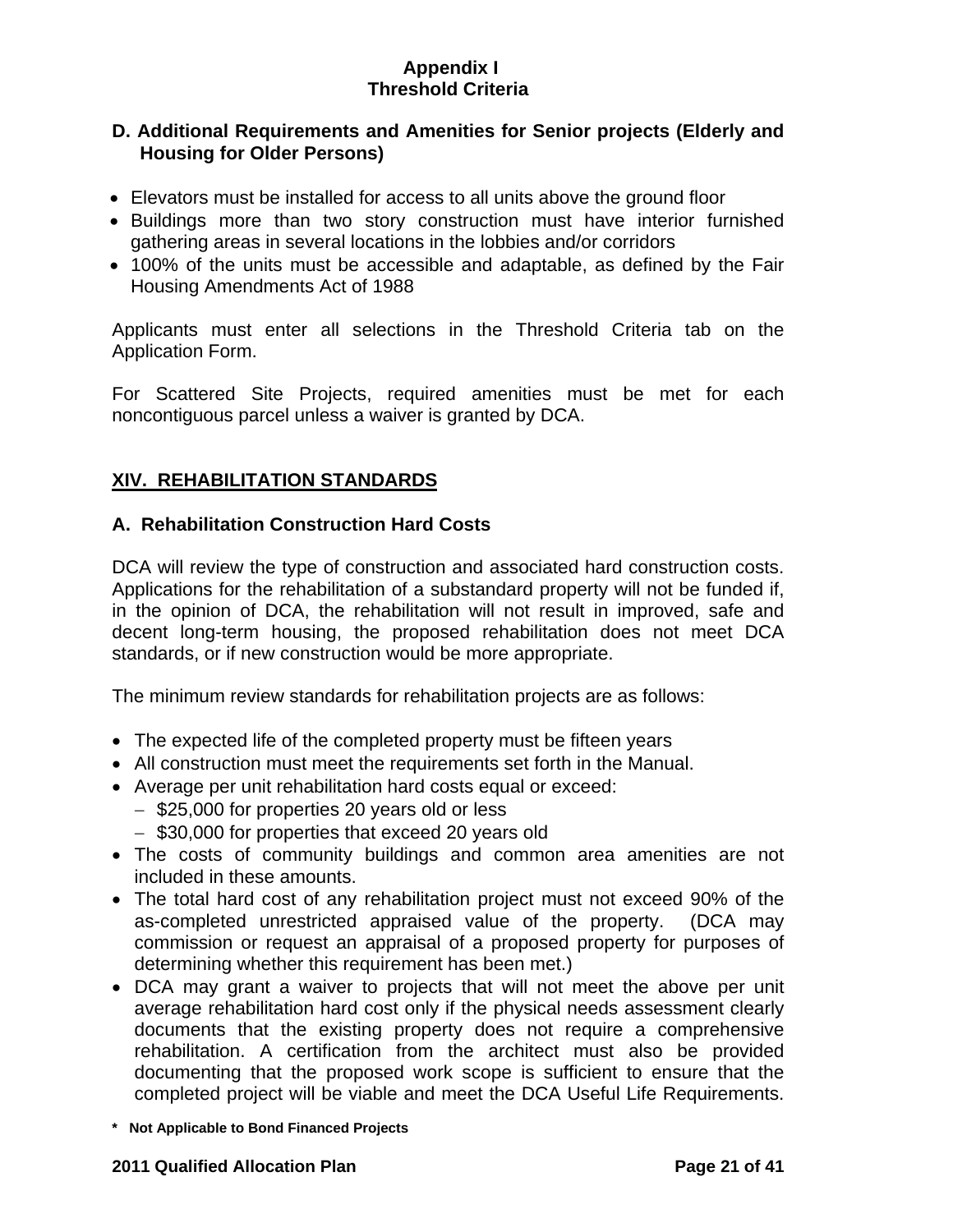**Appendix I**
**Threshold Criteria**

### D. Additional Requirements and Amenities for Senior projects (Elderly and Housing for Older Persons)

- Elevators must be installed for access to all units above the ground floor
- Buildings more than two story construction must have interior furnished gathering areas in several locations in the lobbies and/or corridors
- 100% of the units must be accessible and adaptable, as defined by the Fair Housing Amendments Act of 1988

Applicants must enter all selections in the Threshold Criteria tab on the Application Form.

For Scattered Site Projects, required amenities must be met for each noncontiguous parcel unless a waiver is granted by DCA.

## XIV. REHABILITATION STANDARDS

### A. Rehabilitation Construction Hard Costs

DCA will review the type of construction and associated hard construction costs. Applications for the rehabilitation of a substandard property will not be funded if, in the opinion of DCA, the rehabilitation will not result in improved, safe and decent long-term housing, the proposed rehabilitation does not meet DCA standards, or if new construction would be more appropriate.

The minimum review standards for rehabilitation projects are as follows:

- The expected life of the completed property must be fifteen years
- All construction must meet the requirements set forth in the Manual.
- Average per unit rehabilitation hard costs equal or exceed:
  - $25,000 for properties 20 years old or less
  - $30,000 for properties that exceed 20 years old
- The costs of community buildings and common area amenities are not included in these amounts.
- The total hard cost of any rehabilitation project must not exceed 90% of the as-completed unrestricted appraised value of the property. (DCA may commission or request an appraisal of a proposed property for purposes of determining whether this requirement has been met.)
- DCA may grant a waiver to projects that will not meet the above per unit average rehabilitation hard cost only if the physical needs assessment clearly documents that the existing property does not require a comprehensive rehabilitation. A certification from the architect must also be provided documenting that the proposed work scope is sufficient to ensure that the completed project will be viable and meet the DCA Useful Life Requirements.

**\* Not Applicable to Bond Financed Projects**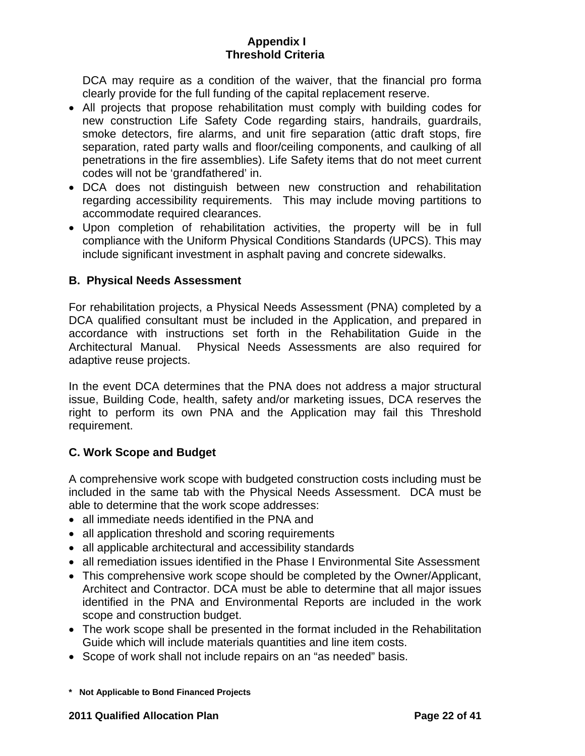DCA may require as a condition of the waiver, that the financial pro forma clearly provide for the full funding of the capital replacement reserve.

- All projects that propose rehabilitation must comply with building codes for new construction Life Safety Code regarding stairs, handrails, guardrails, smoke detectors, fire alarms, and unit fire separation (attic draft stops, fire separation, rated party walls and floor/ceiling components, and caulking of all penetrations in the fire assemblies). Life Safety items that do not meet current codes will not be 'grandfathered' in.
- DCA does not distinguish between new construction and rehabilitation regarding accessibility requirements. This may include moving partitions to accommodate required clearances.
- Upon completion of rehabilitation activities, the property will be in full compliance with the Uniform Physical Conditions Standards (UPCS). This may include significant investment in asphalt paving and concrete sidewalks.

## B. Physical Needs Assessment

For rehabilitation projects, a Physical Needs Assessment (PNA) completed by a DCA qualified consultant must be included in the Application, and prepared in accordance with instructions set forth in the Rehabilitation Guide in the Architectural Manual. Physical Needs Assessments are also required for adaptive reuse projects.

In the event DCA determines that the PNA does not address a major structural issue, Building Code, health, safety and/or marketing issues, DCA reserves the right to perform its own PNA and the Application may fail this Threshold requirement.

## C. Work Scope and Budget

A comprehensive work scope with budgeted construction costs including must be included in the same tab with the Physical Needs Assessment. DCA must be able to determine that the work scope addresses:

- all immediate needs identified in the PNA and
- all application threshold and scoring requirements
- all applicable architectural and accessibility standards
- all remediation issues identified in the Phase I Environmental Site Assessment
- This comprehensive work scope should be completed by the Owner/Applicant, Architect and Contractor. DCA must be able to determine that all major issues identified in the PNA and Environmental Reports are included in the work scope and construction budget.
- The work scope shall be presented in the format included in the Rehabilitation Guide which will include materials quantities and line item costs.
- Scope of work shall not include repairs on an "as needed" basis.

**\* Not Applicable to Bond Financed Projects**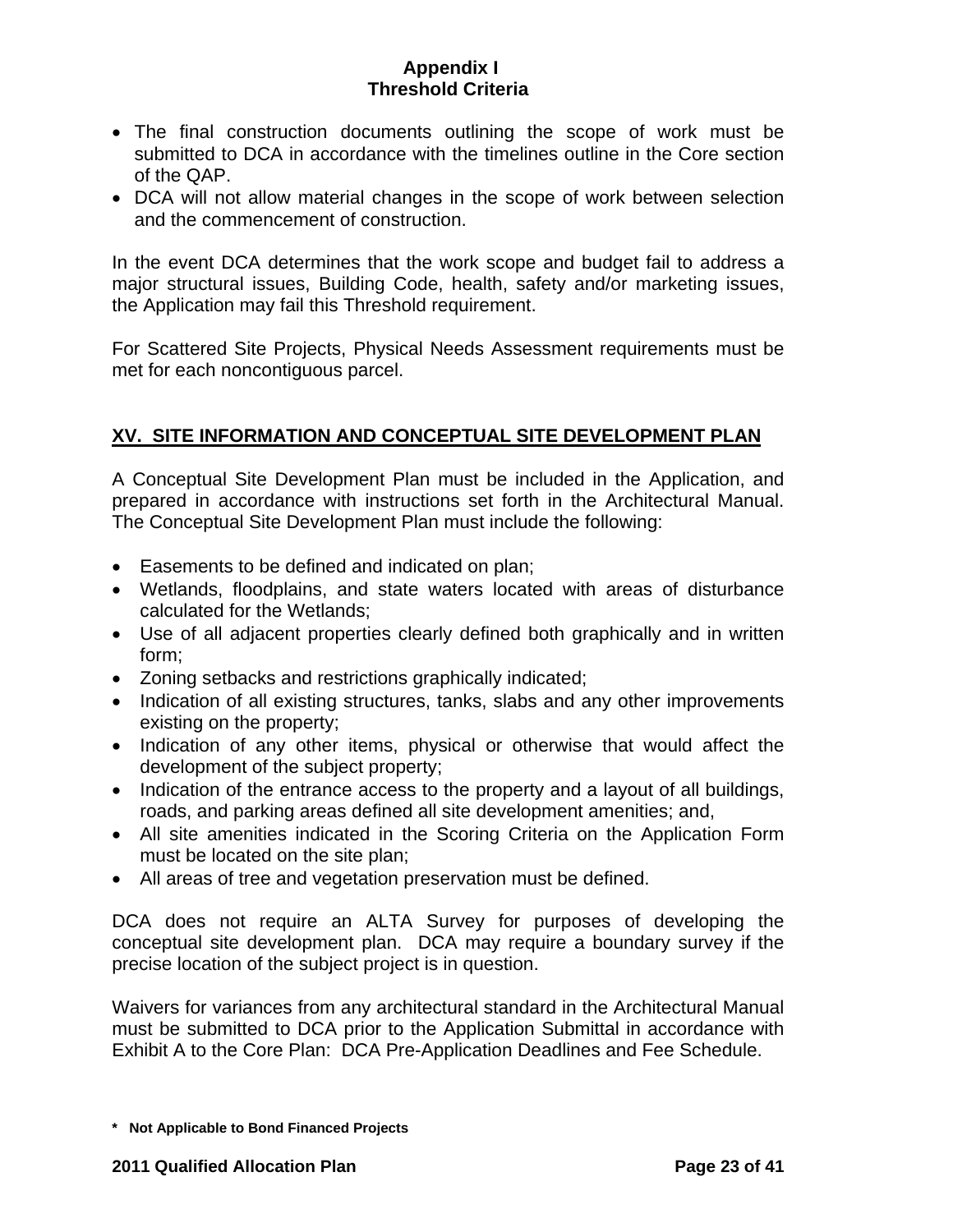- The final construction documents outlining the scope of work must be submitted to DCA in accordance with the timelines outline in the Core section of the QAP.
- DCA will not allow material changes in the scope of work between selection and the commencement of construction.

In the event DCA determines that the work scope and budget fail to address a major structural issues, Building Code, health, safety and/or marketing issues, the Application may fail this Threshold requirement.

For Scattered Site Projects, Physical Needs Assessment requirements must be met for each noncontiguous parcel.

## XV. SITE INFORMATION AND CONCEPTUAL SITE DEVELOPMENT PLAN

A Conceptual Site Development Plan must be included in the Application, and prepared in accordance with instructions set forth in the Architectural Manual. The Conceptual Site Development Plan must include the following:

- Easements to be defined and indicated on plan;
- Wetlands, floodplains, and state waters located with areas of disturbance calculated for the Wetlands;
- Use of all adjacent properties clearly defined both graphically and in written form;
- Zoning setbacks and restrictions graphically indicated;
- Indication of all existing structures, tanks, slabs and any other improvements existing on the property;
- Indication of any other items, physical or otherwise that would affect the development of the subject property;
- Indication of the entrance access to the property and a layout of all buildings, roads, and parking areas defined all site development amenities; and,
- All site amenities indicated in the Scoring Criteria on the Application Form must be located on the site plan;
- All areas of tree and vegetation preservation must be defined.

DCA does not require an ALTA Survey for purposes of developing the conceptual site development plan. DCA may require a boundary survey if the precise location of the subject project is in question.

Waivers for variances from any architectural standard in the Architectural Manual must be submitted to DCA prior to the Application Submittal in accordance with Exhibit A to the Core Plan: DCA Pre-Application Deadlines and Fee Schedule.

**\* Not Applicable to Bond Financed Projects**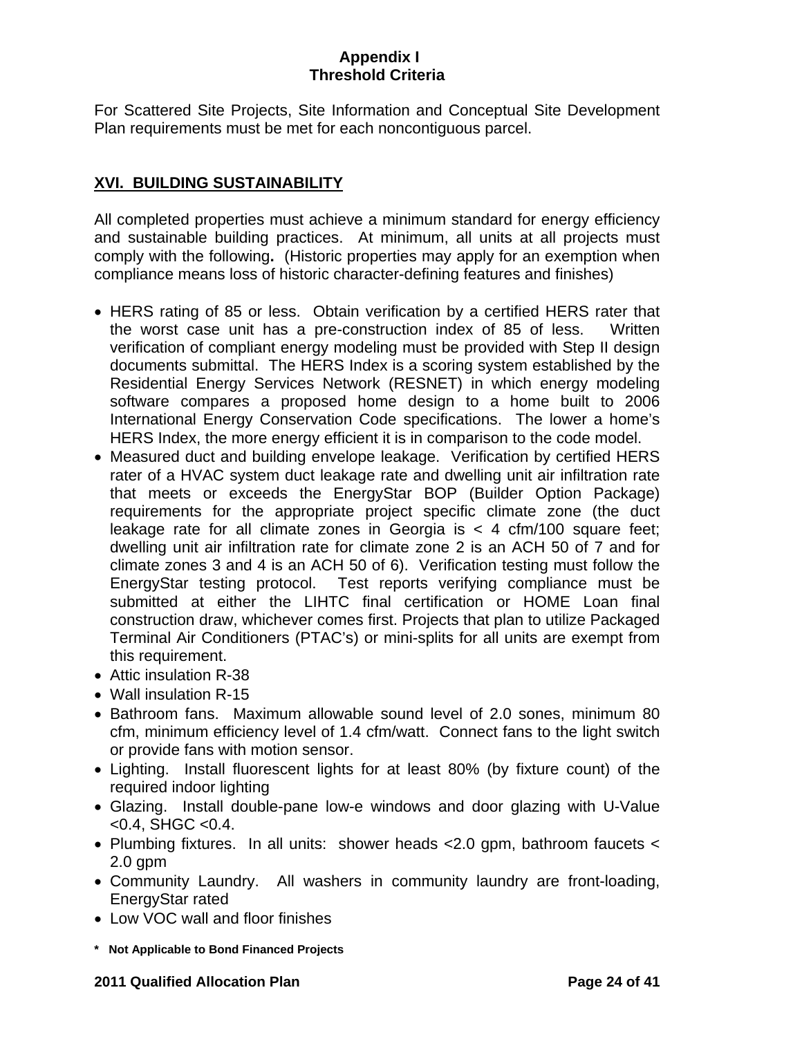**Appendix I**
**Threshold Criteria**

For Scattered Site Projects, Site Information and Conceptual Site Development Plan requirements must be met for each noncontiguous parcel.

## XVI. BUILDING SUSTAINABILITY

All completed properties must achieve a minimum standard for energy efficiency and sustainable building practices. At minimum, all units at all projects must comply with the following**.** (Historic properties may apply for an exemption when compliance means loss of historic character-defining features and finishes)

- HERS rating of 85 or less. Obtain verification by a certified HERS rater that the worst case unit has a pre-construction index of 85 of less. Written verification of compliant energy modeling must be provided with Step II design documents submittal. The HERS Index is a scoring system established by the Residential Energy Services Network (RESNET) in which energy modeling software compares a proposed home design to a home built to 2006 International Energy Conservation Code specifications. The lower a home's HERS Index, the more energy efficient it is in comparison to the code model.
- Measured duct and building envelope leakage. Verification by certified HERS rater of a HVAC system duct leakage rate and dwelling unit air infiltration rate that meets or exceeds the EnergyStar BOP (Builder Option Package) requirements for the appropriate project specific climate zone (the duct leakage rate for all climate zones in Georgia is < 4 cfm/100 square feet; dwelling unit air infiltration rate for climate zone 2 is an ACH 50 of 7 and for climate zones 3 and 4 is an ACH 50 of 6). Verification testing must follow the EnergyStar testing protocol. Test reports verifying compliance must be submitted at either the LIHTC final certification or HOME Loan final construction draw, whichever comes first. Projects that plan to utilize Packaged Terminal Air Conditioners (PTAC's) or mini-splits for all units are exempt from this requirement.
- Attic insulation R-38
- Wall insulation R-15
- Bathroom fans. Maximum allowable sound level of 2.0 sones, minimum 80 cfm, minimum efficiency level of 1.4 cfm/watt. Connect fans to the light switch or provide fans with motion sensor.
- Lighting. Install fluorescent lights for at least 80% (by fixture count) of the required indoor lighting
- Glazing. Install double-pane low-e windows and door glazing with U-Value <0.4, SHGC <0.4.
- Plumbing fixtures. In all units: shower heads <2.0 gpm, bathroom faucets < 2.0 gpm
- Community Laundry. All washers in community laundry are front-loading, EnergyStar rated
- Low VOC wall and floor finishes

**\* Not Applicable to Bond Financed Projects**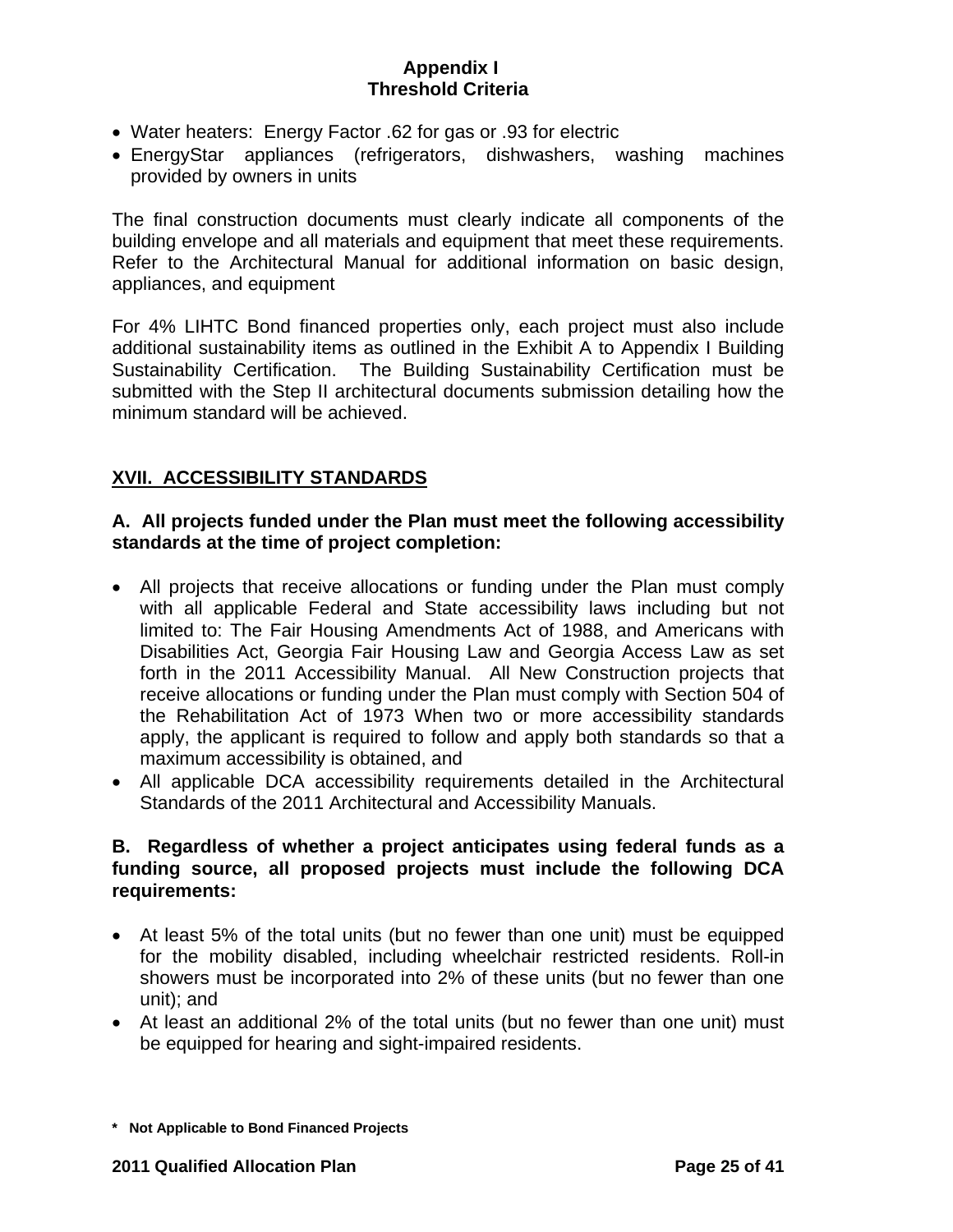- Water heaters: Energy Factor .62 for gas or .93 for electric
- EnergyStar appliances (refrigerators, dishwashers, washing machines provided by owners in units

The final construction documents must clearly indicate all components of the building envelope and all materials and equipment that meet these requirements. Refer to the Architectural Manual for additional information on basic design, appliances, and equipment

For 4% LIHTC Bond financed properties only, each project must also include additional sustainability items as outlined in the Exhibit A to Appendix I Building Sustainability Certification. The Building Sustainability Certification must be submitted with the Step II architectural documents submission detailing how the minimum standard will be achieved.

## XVII. ACCESSIBILITY STANDARDS

### A. All projects funded under the Plan must meet the following accessibility standards at the time of project completion:

- All projects that receive allocations or funding under the Plan must comply with all applicable Federal and State accessibility laws including but not limited to: The Fair Housing Amendments Act of 1988, and Americans with Disabilities Act, Georgia Fair Housing Law and Georgia Access Law as set forth in the 2011 Accessibility Manual. All New Construction projects that receive allocations or funding under the Plan must comply with Section 504 of the Rehabilitation Act of 1973 When two or more accessibility standards apply, the applicant is required to follow and apply both standards so that a maximum accessibility is obtained, and
- All applicable DCA accessibility requirements detailed in the Architectural Standards of the 2011 Architectural and Accessibility Manuals.

### B. Regardless of whether a project anticipates using federal funds as a funding source, all proposed projects must include the following DCA requirements:

- At least 5% of the total units (but no fewer than one unit) must be equipped for the mobility disabled, including wheelchair restricted residents. Roll-in showers must be incorporated into 2% of these units (but no fewer than one unit); and
- At least an additional 2% of the total units (but no fewer than one unit) must be equipped for hearing and sight-impaired residents.

**\* Not Applicable to Bond Financed Projects**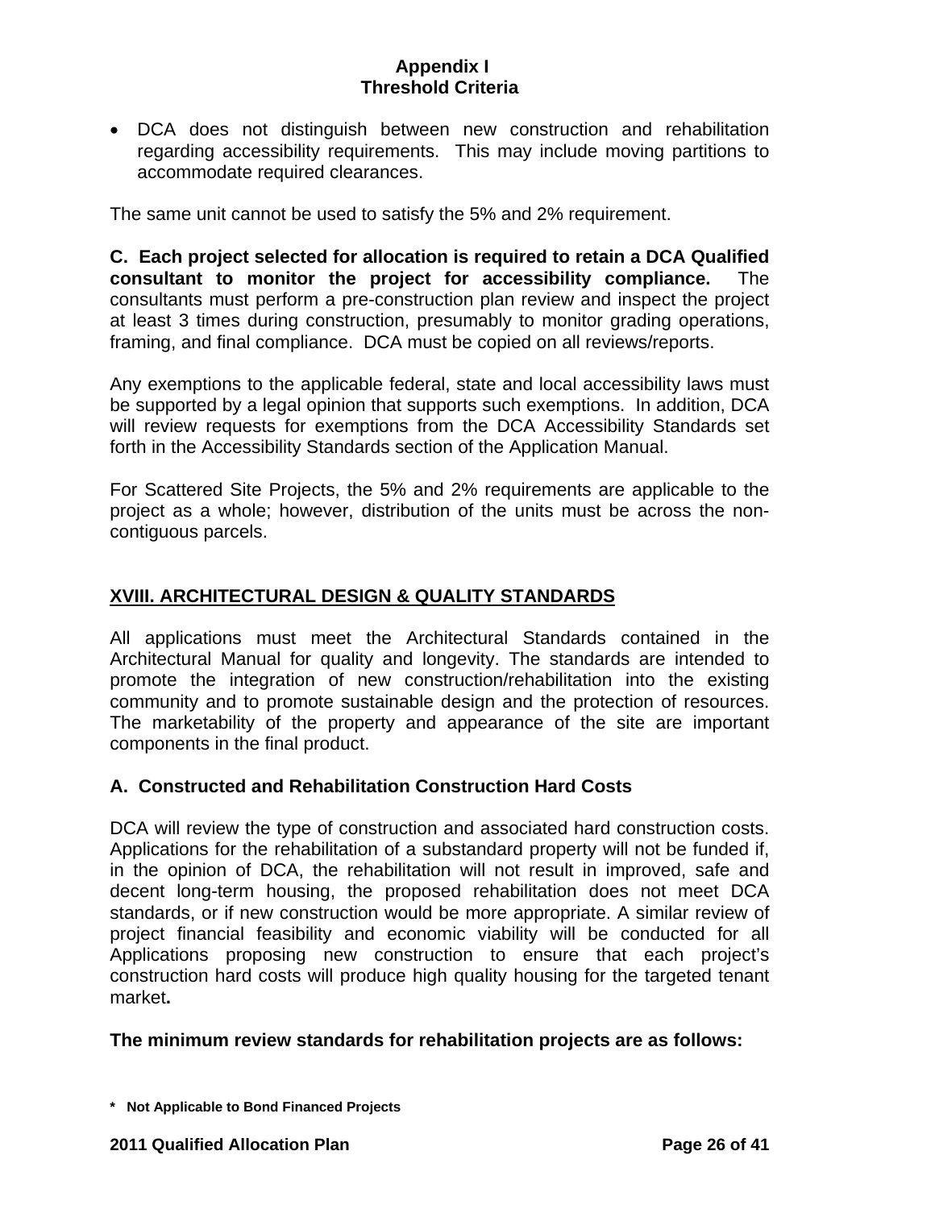- DCA does not distinguish between new construction and rehabilitation regarding accessibility requirements. This may include moving partitions to accommodate required clearances.

The same unit cannot be used to satisfy the 5% and 2% requirement.

**C. Each project selected for allocation is required to retain a DCA Qualified consultant to monitor the project for accessibility compliance.** The consultants must perform a pre-construction plan review and inspect the project at least 3 times during construction, presumably to monitor grading operations, framing, and final compliance. DCA must be copied on all reviews/reports.

Any exemptions to the applicable federal, state and local accessibility laws must be supported by a legal opinion that supports such exemptions. In addition, DCA will review requests for exemptions from the DCA Accessibility Standards set forth in the Accessibility Standards section of the Application Manual.

For Scattered Site Projects, the 5% and 2% requirements are applicable to the project as a whole; however, distribution of the units must be across the non-contiguous parcels.

## XVIII. ARCHITECTURAL DESIGN & QUALITY STANDARDS

All applications must meet the Architectural Standards contained in the Architectural Manual for quality and longevity. The standards are intended to promote the integration of new construction/rehabilitation into the existing community and to promote sustainable design and the protection of resources. The marketability of the property and appearance of the site are important components in the final product.

### A. Constructed and Rehabilitation Construction Hard Costs

DCA will review the type of construction and associated hard construction costs. Applications for the rehabilitation of a substandard property will not be funded if, in the opinion of DCA, the rehabilitation will not result in improved, safe and decent long-term housing, the proposed rehabilitation does not meet DCA standards, or if new construction would be more appropriate. A similar review of project financial feasibility and economic viability will be conducted for all Applications proposing new construction to ensure that each project's construction hard costs will produce high quality housing for the targeted tenant market**.**

**The minimum review standards for rehabilitation projects are as follows:**

**\* Not Applicable to Bond Financed Projects**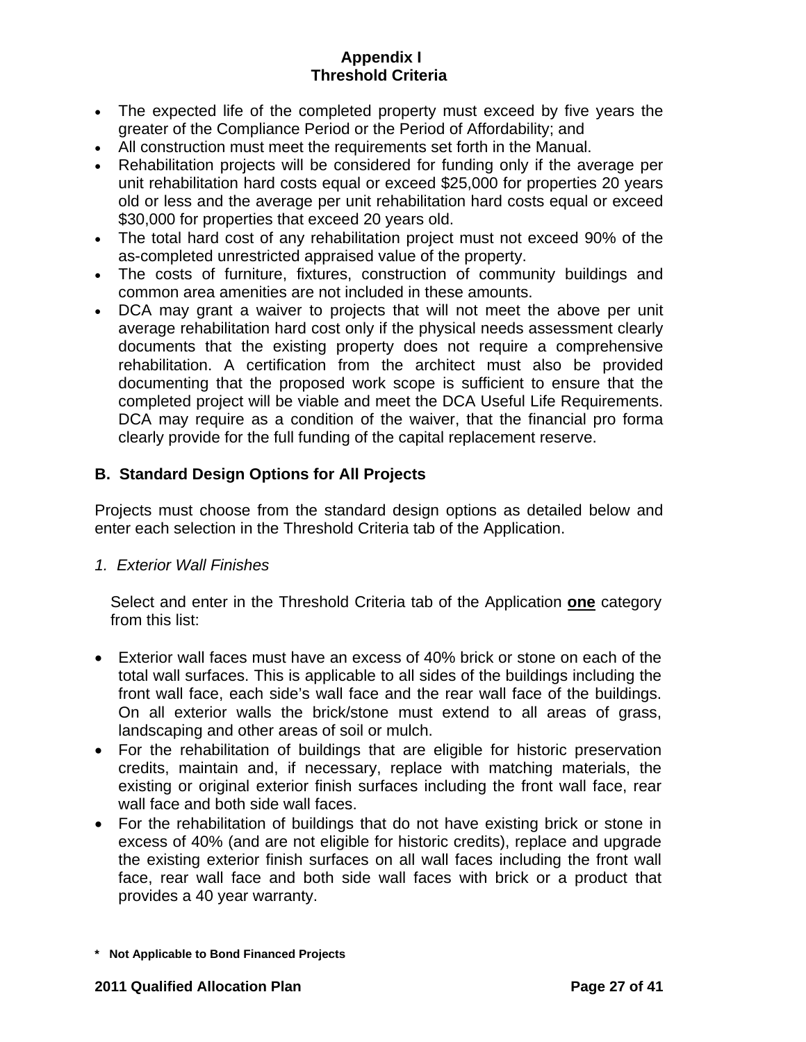## Appendix I
## Threshold Criteria

- The expected life of the completed property must exceed by five years the greater of the Compliance Period or the Period of Affordability; and
- All construction must meet the requirements set forth in the Manual.
- Rehabilitation projects will be considered for funding only if the average per unit rehabilitation hard costs equal or exceed $25,000 for properties 20 years old or less and the average per unit rehabilitation hard costs equal or exceed $30,000 for properties that exceed 20 years old.
- The total hard cost of any rehabilitation project must not exceed 90% of the as-completed unrestricted appraised value of the property.
- The costs of furniture, fixtures, construction of community buildings and common area amenities are not included in these amounts.
- DCA may grant a waiver to projects that will not meet the above per unit average rehabilitation hard cost only if the physical needs assessment clearly documents that the existing property does not require a comprehensive rehabilitation. A certification from the architect must also be provided documenting that the proposed work scope is sufficient to ensure that the completed project will be viable and meet the DCA Useful Life Requirements. DCA may require as a condition of the waiver, that the financial pro forma clearly provide for the full funding of the capital replacement reserve.

### B. Standard Design Options for All Projects

Projects must choose from the standard design options as detailed below and enter each selection in the Threshold Criteria tab of the Application.

*1. Exterior Wall Finishes*

Select and enter in the Threshold Criteria tab of the Application **one** category from this list:

- Exterior wall faces must have an excess of 40% brick or stone on each of the total wall surfaces. This is applicable to all sides of the buildings including the front wall face, each side's wall face and the rear wall face of the buildings. On all exterior walls the brick/stone must extend to all areas of grass, landscaping and other areas of soil or mulch.
- For the rehabilitation of buildings that are eligible for historic preservation credits, maintain and, if necessary, replace with matching materials, the existing or original exterior finish surfaces including the front wall face, rear wall face and both side wall faces.
- For the rehabilitation of buildings that do not have existing brick or stone in excess of 40% (and are not eligible for historic credits), replace and upgrade the existing exterior finish surfaces on all wall faces including the front wall face, rear wall face and both side wall faces with brick or a product that provides a 40 year warranty.

**\* Not Applicable to Bond Financed Projects**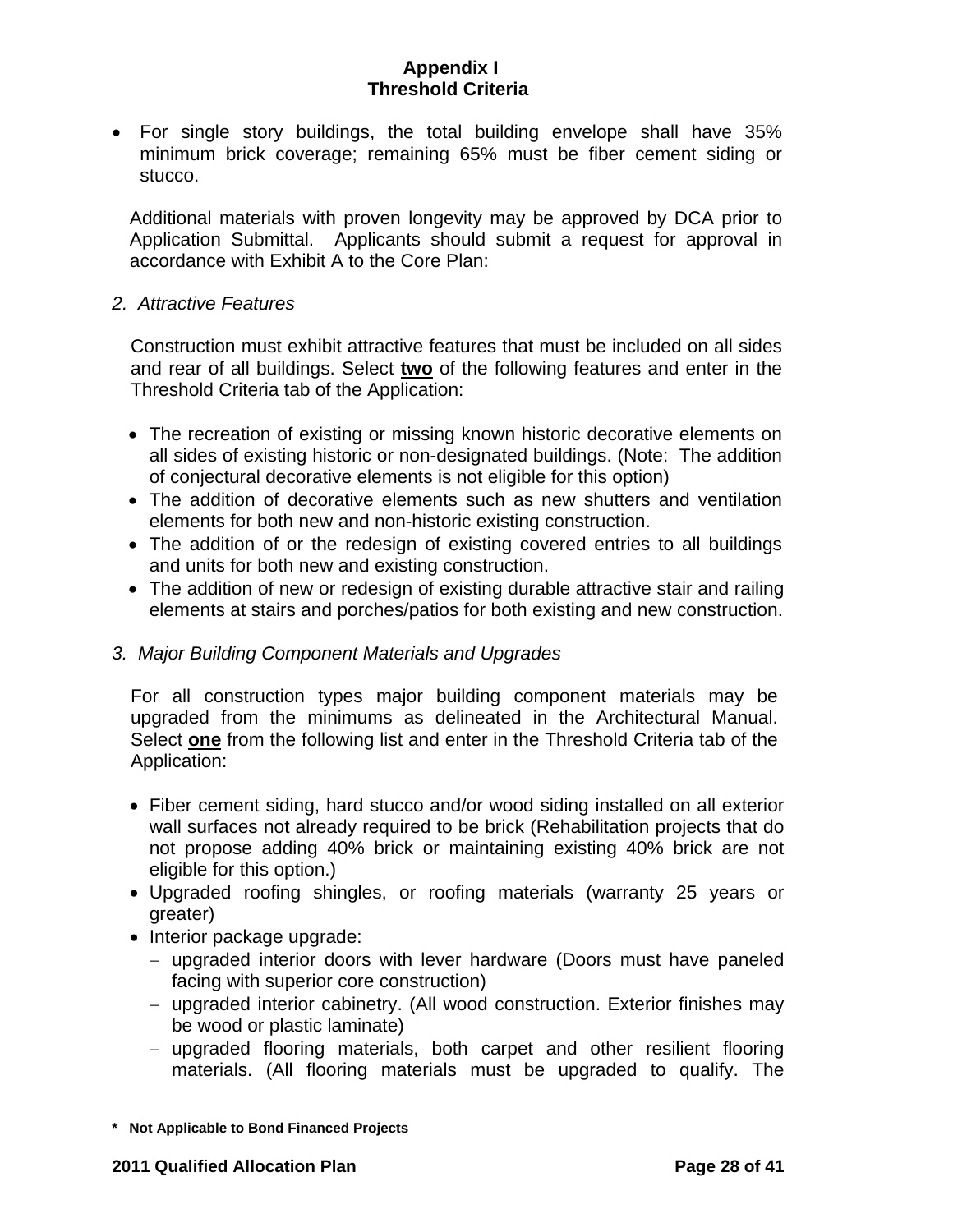## Appendix I
## Threshold Criteria

- For single story buildings, the total building envelope shall have 35% minimum brick coverage; remaining 65% must be fiber cement siding or stucco.

Additional materials with proven longevity may be approved by DCA prior to Application Submittal. Applicants should submit a request for approval in accordance with Exhibit A to the Core Plan:

*2. Attractive Features*

Construction must exhibit attractive features that must be included on all sides and rear of all buildings. Select **two** of the following features and enter in the Threshold Criteria tab of the Application:

- The recreation of existing or missing known historic decorative elements on all sides of existing historic or non-designated buildings. (Note: The addition of conjectural decorative elements is not eligible for this option)
- The addition of decorative elements such as new shutters and ventilation elements for both new and non-historic existing construction.
- The addition of or the redesign of existing covered entries to all buildings and units for both new and existing construction.
- The addition of new or redesign of existing durable attractive stair and railing elements at stairs and porches/patios for both existing and new construction.

*3. Major Building Component Materials and Upgrades*

For all construction types major building component materials may be upgraded from the minimums as delineated in the Architectural Manual. Select **one** from the following list and enter in the Threshold Criteria tab of the Application:

- Fiber cement siding, hard stucco and/or wood siding installed on all exterior wall surfaces not already required to be brick (Rehabilitation projects that do not propose adding 40% brick or maintaining existing 40% brick are not eligible for this option.)
- Upgraded roofing shingles, or roofing materials (warranty 25 years or greater)
- Interior package upgrade:
  - upgraded interior doors with lever hardware (Doors must have paneled facing with superior core construction)
  - upgraded interior cabinetry. (All wood construction. Exterior finishes may be wood or plastic laminate)
  - upgraded flooring materials, both carpet and other resilient flooring materials. (All flooring materials must be upgraded to qualify. The

**\* Not Applicable to Bond Financed Projects**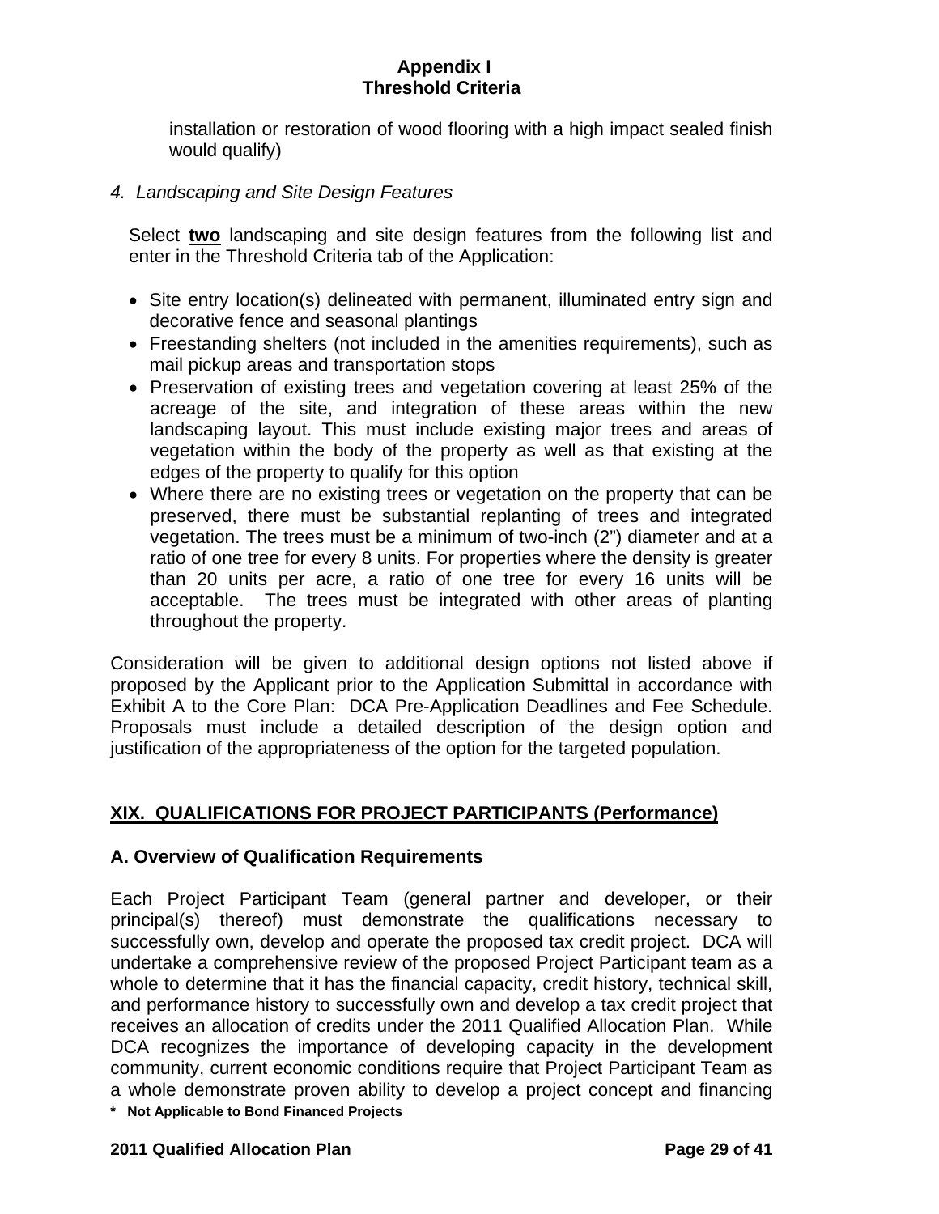installation or restoration of wood flooring with a high impact sealed finish would qualify)

*4. Landscaping and Site Design Features*

Select **two** landscaping and site design features from the following list and enter in the Threshold Criteria tab of the Application:

- Site entry location(s) delineated with permanent, illuminated entry sign and decorative fence and seasonal plantings
- Freestanding shelters (not included in the amenities requirements), such as mail pickup areas and transportation stops
- Preservation of existing trees and vegetation covering at least 25% of the acreage of the site, and integration of these areas within the new landscaping layout. This must include existing major trees and areas of vegetation within the body of the property as well as that existing at the edges of the property to qualify for this option
- Where there are no existing trees or vegetation on the property that can be preserved, there must be substantial replanting of trees and integrated vegetation. The trees must be a minimum of two-inch (2") diameter and at a ratio of one tree for every 8 units. For properties where the density is greater than 20 units per acre, a ratio of one tree for every 16 units will be acceptable. The trees must be integrated with other areas of planting throughout the property.

Consideration will be given to additional design options not listed above if proposed by the Applicant prior to the Application Submittal in accordance with Exhibit A to the Core Plan: DCA Pre-Application Deadlines and Fee Schedule. Proposals must include a detailed description of the design option and justification of the appropriateness of the option for the targeted population.

## XIX. QUALIFICATIONS FOR PROJECT PARTICIPANTS (Performance)

### A. Overview of Qualification Requirements

Each Project Participant Team (general partner and developer, or their principal(s) thereof) must demonstrate the qualifications necessary to successfully own, develop and operate the proposed tax credit project. DCA will undertake a comprehensive review of the proposed Project Participant team as a whole to determine that it has the financial capacity, credit history, technical skill, and performance history to successfully own and develop a tax credit project that receives an allocation of credits under the 2011 Qualified Allocation Plan. While DCA recognizes the importance of developing capacity in the development community, current economic conditions require that Project Participant Team as a whole demonstrate proven ability to develop a project concept and financing

**\* Not Applicable to Bond Financed Projects**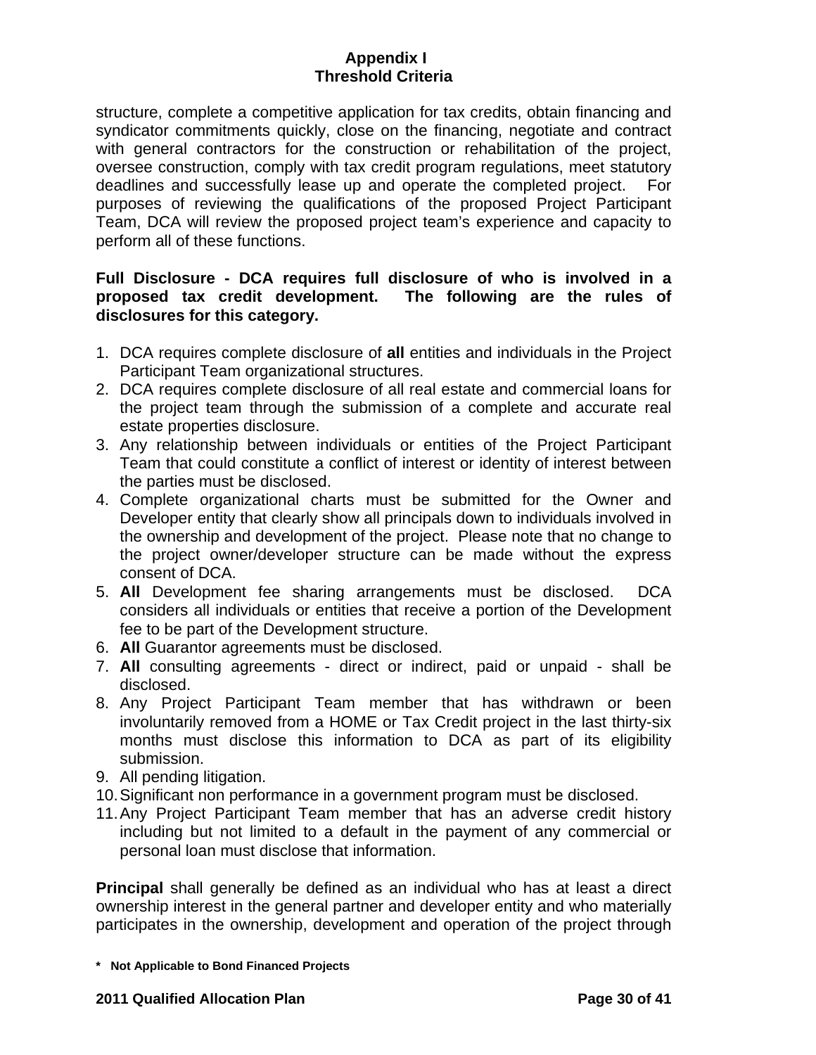structure, complete a competitive application for tax credits, obtain financing and syndicator commitments quickly, close on the financing, negotiate and contract with general contractors for the construction or rehabilitation of the project, oversee construction, comply with tax credit program regulations, meet statutory deadlines and successfully lease up and operate the completed project. For purposes of reviewing the qualifications of the proposed Project Participant Team, DCA will review the proposed project team's experience and capacity to perform all of these functions.

**Full Disclosure - DCA requires full disclosure of who is involved in a proposed tax credit development. The following are the rules of disclosures for this category.**

1. DCA requires complete disclosure of **all** entities and individuals in the Project Participant Team organizational structures.
2. DCA requires complete disclosure of all real estate and commercial loans for the project team through the submission of a complete and accurate real estate properties disclosure.
3. Any relationship between individuals or entities of the Project Participant Team that could constitute a conflict of interest or identity of interest between the parties must be disclosed.
4. Complete organizational charts must be submitted for the Owner and Developer entity that clearly show all principals down to individuals involved in the ownership and development of the project. Please note that no change to the project owner/developer structure can be made without the express consent of DCA.
5. **All** Development fee sharing arrangements must be disclosed. DCA considers all individuals or entities that receive a portion of the Development fee to be part of the Development structure.
6. **All** Guarantor agreements must be disclosed.
7. **All** consulting agreements - direct or indirect, paid or unpaid - shall be disclosed.
8. Any Project Participant Team member that has withdrawn or been involuntarily removed from a HOME or Tax Credit project in the last thirty-six months must disclose this information to DCA as part of its eligibility submission.
9. All pending litigation.
10. Significant non performance in a government program must be disclosed.
11. Any Project Participant Team member that has an adverse credit history including but not limited to a default in the payment of any commercial or personal loan must disclose that information.

**Principal** shall generally be defined as an individual who has at least a direct ownership interest in the general partner and developer entity and who materially participates in the ownership, development and operation of the project through

**\* Not Applicable to Bond Financed Projects**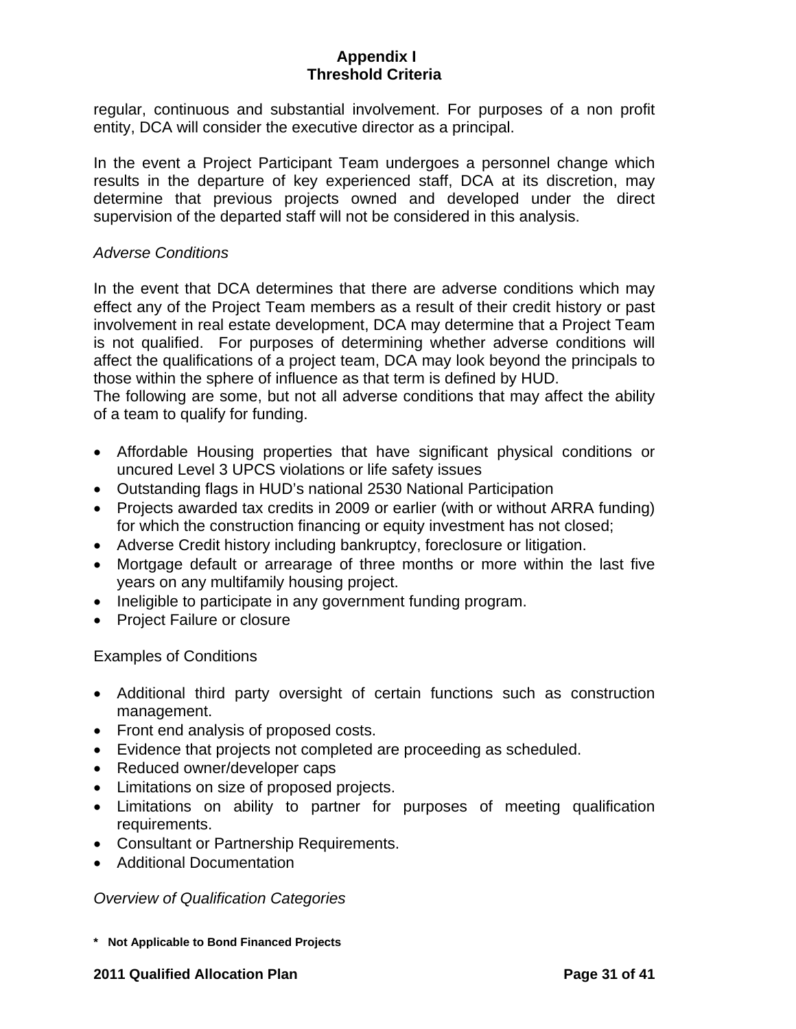regular, continuous and substantial involvement. For purposes of a non profit entity, DCA will consider the executive director as a principal.

In the event a Project Participant Team undergoes a personnel change which results in the departure of key experienced staff, DCA at its discretion, may determine that previous projects owned and developed under the direct supervision of the departed staff will not be considered in this analysis.

*Adverse Conditions*

In the event that DCA determines that there are adverse conditions which may effect any of the Project Team members as a result of their credit history or past involvement in real estate development, DCA may determine that a Project Team is not qualified. For purposes of determining whether adverse conditions will affect the qualifications of a project team, DCA may look beyond the principals to those within the sphere of influence as that term is defined by HUD.
The following are some, but not all adverse conditions that may affect the ability of a team to qualify for funding.

- Affordable Housing properties that have significant physical conditions or uncured Level 3 UPCS violations or life safety issues
- Outstanding flags in HUD's national 2530 National Participation
- Projects awarded tax credits in 2009 or earlier (with or without ARRA funding) for which the construction financing or equity investment has not closed;
- Adverse Credit history including bankruptcy, foreclosure or litigation.
- Mortgage default or arrearage of three months or more within the last five years on any multifamily housing project.
- Ineligible to participate in any government funding program.
- Project Failure or closure

Examples of Conditions

- Additional third party oversight of certain functions such as construction management.
- Front end analysis of proposed costs.
- Evidence that projects not completed are proceeding as scheduled.
- Reduced owner/developer caps
- Limitations on size of proposed projects.
- Limitations on ability to partner for purposes of meeting qualification requirements.
- Consultant or Partnership Requirements.
- Additional Documentation

*Overview of Qualification Categories*

**\* Not Applicable to Bond Financed Projects**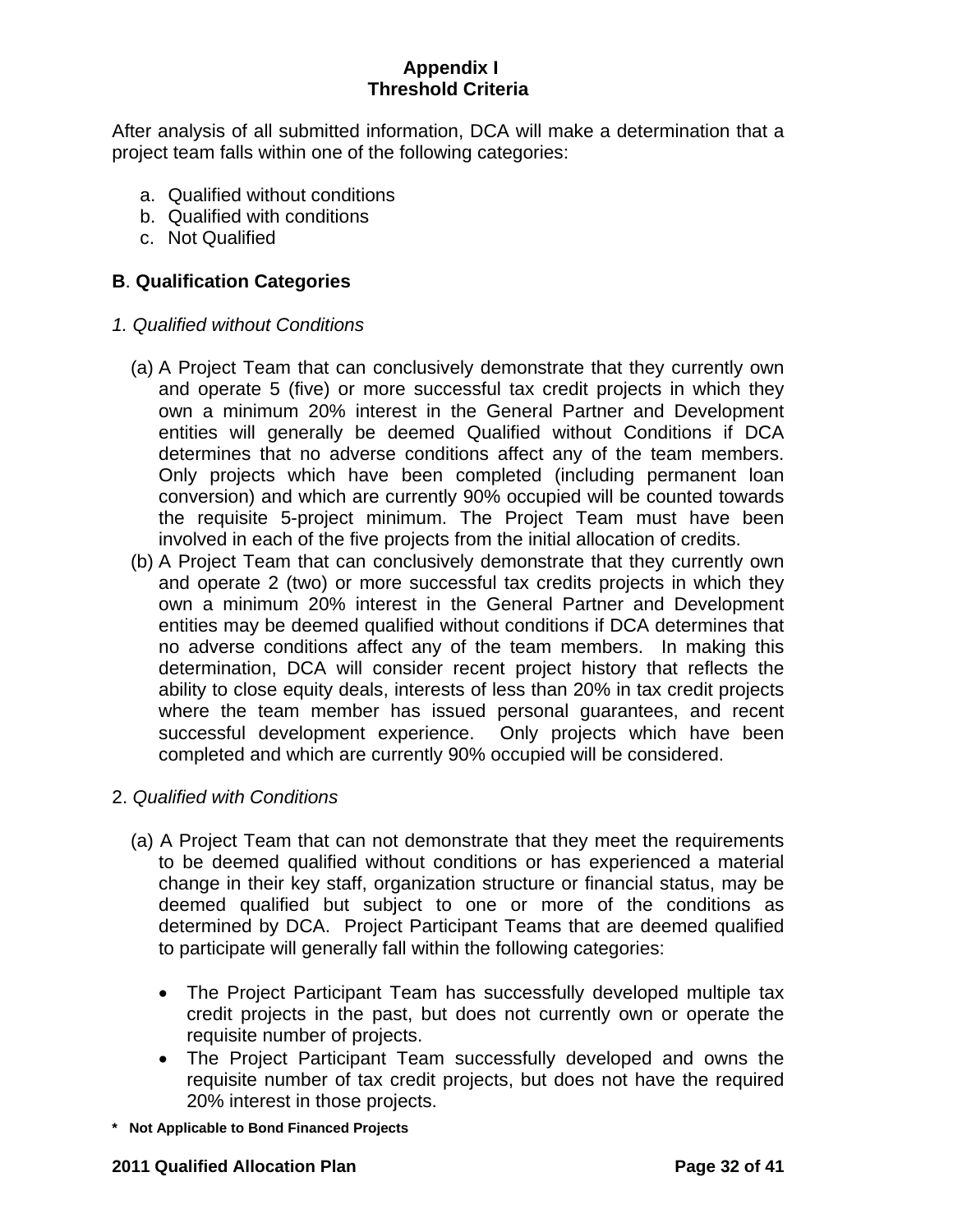## Appendix I
## Threshold Criteria

After analysis of all submitted information, DCA will make a determination that a project team falls within one of the following categories:

a. Qualified without conditions
b. Qualified with conditions
c. Not Qualified

### B. Qualification Categories

*1. Qualified without Conditions*

(a) A Project Team that can conclusively demonstrate that they currently own and operate 5 (five) or more successful tax credit projects in which they own a minimum 20% interest in the General Partner and Development entities will generally be deemed Qualified without Conditions if DCA determines that no adverse conditions affect any of the team members. Only projects which have been completed (including permanent loan conversion) and which are currently 90% occupied will be counted towards the requisite 5-project minimum. The Project Team must have been involved in each of the five projects from the initial allocation of credits.

(b) A Project Team that can conclusively demonstrate that they currently own and operate 2 (two) or more successful tax credits projects in which they own a minimum 20% interest in the General Partner and Development entities may be deemed qualified without conditions if DCA determines that no adverse conditions affect any of the team members. In making this determination, DCA will consider recent project history that reflects the ability to close equity deals, interests of less than 20% in tax credit projects where the team member has issued personal guarantees, and recent successful development experience. Only projects which have been completed and which are currently 90% occupied will be considered.

2. *Qualified with Conditions*

(a) A Project Team that can not demonstrate that they meet the requirements to be deemed qualified without conditions or has experienced a material change in their key staff, organization structure or financial status, may be deemed qualified but subject to one or more of the conditions as determined by DCA. Project Participant Teams that are deemed qualified to participate will generally fall within the following categories:

- The Project Participant Team has successfully developed multiple tax credit projects in the past, but does not currently own or operate the requisite number of projects.
- The Project Participant Team successfully developed and owns the requisite number of tax credit projects, but does not have the required 20% interest in those projects.

**\* Not Applicable to Bond Financed Projects**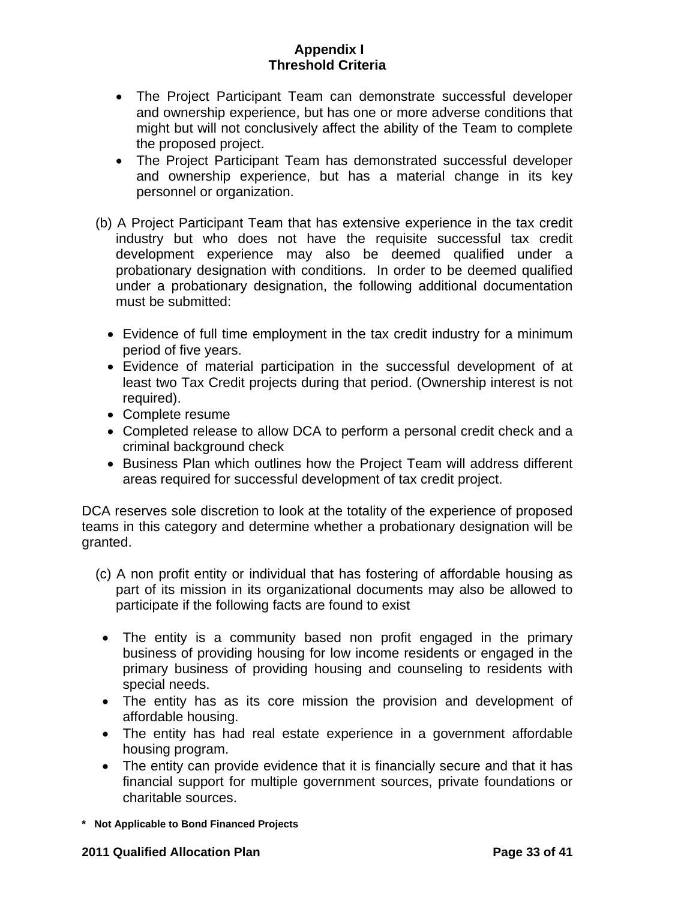## Appendix I
## Threshold Criteria

- The Project Participant Team can demonstrate successful developer and ownership experience, but has one or more adverse conditions that might but will not conclusively affect the ability of the Team to complete the proposed project.
- The Project Participant Team has demonstrated successful developer and ownership experience, but has a material change in its key personnel or organization.

(b) A Project Participant Team that has extensive experience in the tax credit industry but who does not have the requisite successful tax credit development experience may also be deemed qualified under a probationary designation with conditions. In order to be deemed qualified under a probationary designation, the following additional documentation must be submitted:

- Evidence of full time employment in the tax credit industry for a minimum period of five years.
- Evidence of material participation in the successful development of at least two Tax Credit projects during that period. (Ownership interest is not required).
- Complete resume
- Completed release to allow DCA to perform a personal credit check and a criminal background check
- Business Plan which outlines how the Project Team will address different areas required for successful development of tax credit project.

DCA reserves sole discretion to look at the totality of the experience of proposed teams in this category and determine whether a probationary designation will be granted.

(c) A non profit entity or individual that has fostering of affordable housing as part of its mission in its organizational documents may also be allowed to participate if the following facts are found to exist

- The entity is a community based non profit engaged in the primary business of providing housing for low income residents or engaged in the primary business of providing housing and counseling to residents with special needs.
- The entity has as its core mission the provision and development of affordable housing.
- The entity has had real estate experience in a government affordable housing program.
- The entity can provide evidence that it is financially secure and that it has financial support for multiple government sources, private foundations or charitable sources.

**\* Not Applicable to Bond Financed Projects**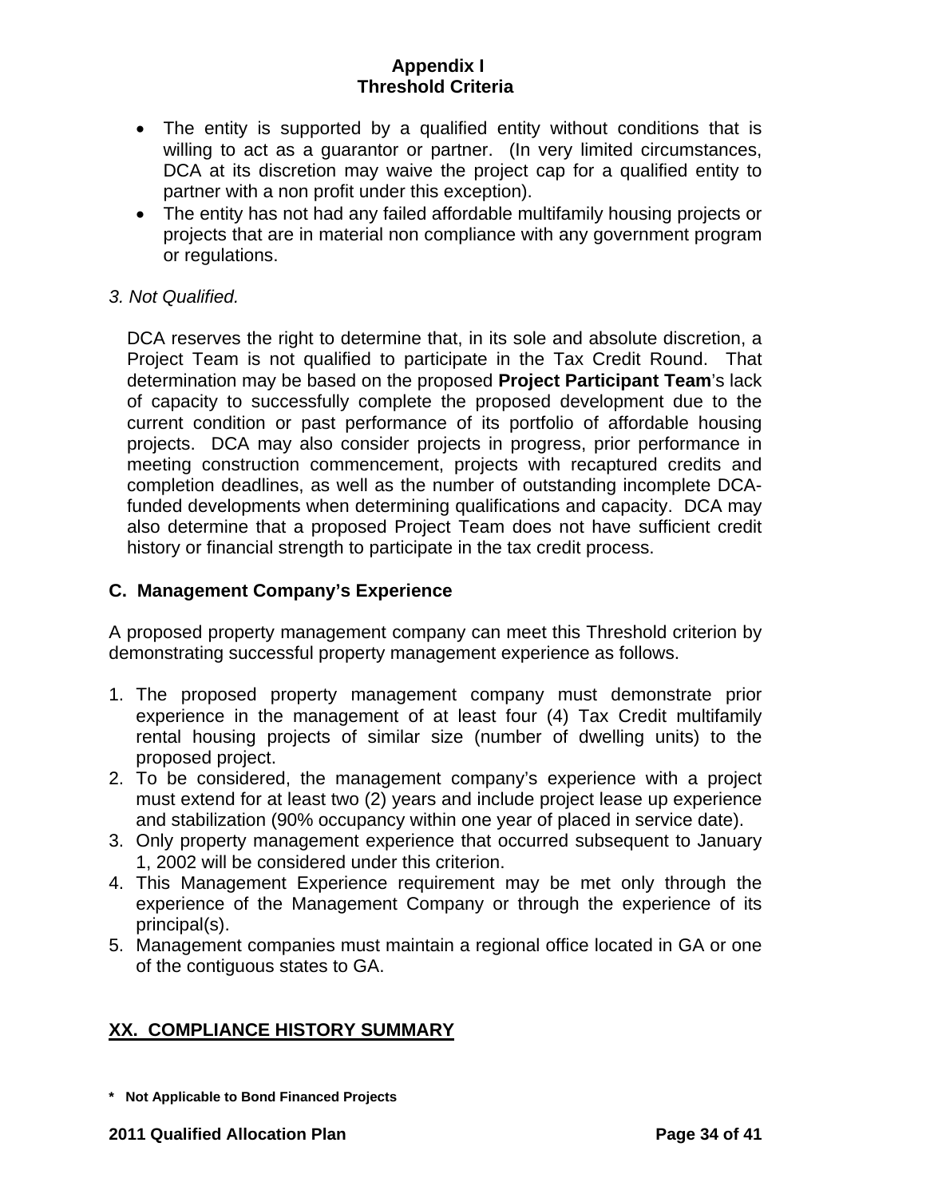- The entity is supported by a qualified entity without conditions that is willing to act as a guarantor or partner. (In very limited circumstances, DCA at its discretion may waive the project cap for a qualified entity to partner with a non profit under this exception).
- The entity has not had any failed affordable multifamily housing projects or projects that are in material non compliance with any government program or regulations.

*3. Not Qualified.*

DCA reserves the right to determine that, in its sole and absolute discretion, a Project Team is not qualified to participate in the Tax Credit Round. That determination may be based on the proposed **Project Participant Team**'s lack of capacity to successfully complete the proposed development due to the current condition or past performance of its portfolio of affordable housing projects. DCA may also consider projects in progress, prior performance in meeting construction commencement, projects with recaptured credits and completion deadlines, as well as the number of outstanding incomplete DCA-funded developments when determining qualifications and capacity. DCA may also determine that a proposed Project Team does not have sufficient credit history or financial strength to participate in the tax credit process.

### C. Management Company's Experience

A proposed property management company can meet this Threshold criterion by demonstrating successful property management experience as follows.

1. The proposed property management company must demonstrate prior experience in the management of at least four (4) Tax Credit multifamily rental housing projects of similar size (number of dwelling units) to the proposed project.
2. To be considered, the management company's experience with a project must extend for at least two (2) years and include project lease up experience and stabilization (90% occupancy within one year of placed in service date).
3. Only property management experience that occurred subsequent to January 1, 2002 will be considered under this criterion.
4. This Management Experience requirement may be met only through the experience of the Management Company or through the experience of its principal(s).
5. Management companies must maintain a regional office located in GA or one of the contiguous states to GA.

## XX. COMPLIANCE HISTORY SUMMARY

**\* Not Applicable to Bond Financed Projects**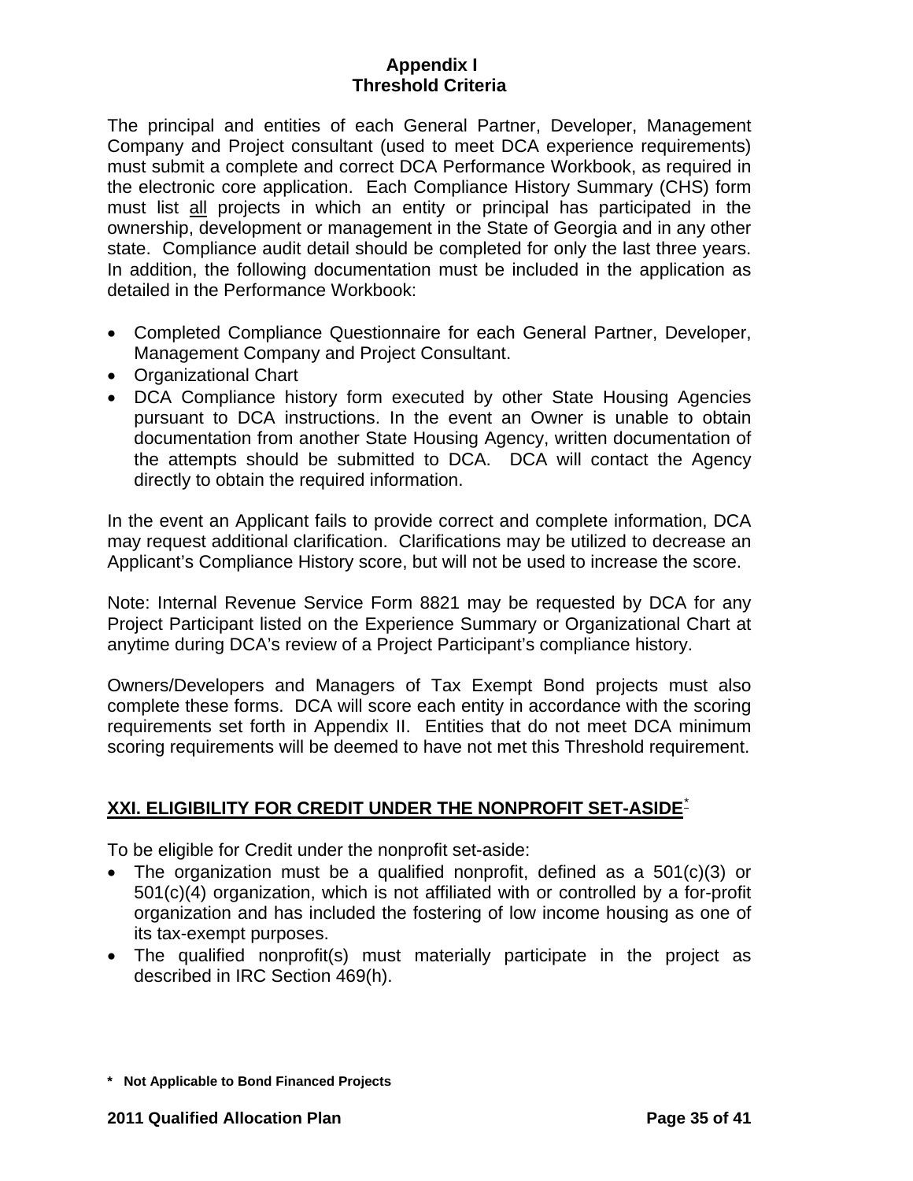**Appendix I**
**Threshold Criteria**

The principal and entities of each General Partner, Developer, Management Company and Project consultant (used to meet DCA experience requirements) must submit a complete and correct DCA Performance Workbook, as required in the electronic core application. Each Compliance History Summary (CHS) form must list all projects in which an entity or principal has participated in the ownership, development or management in the State of Georgia and in any other state. Compliance audit detail should be completed for only the last three years. In addition, the following documentation must be included in the application as detailed in the Performance Workbook:

- Completed Compliance Questionnaire for each General Partner, Developer, Management Company and Project Consultant.
- Organizational Chart
- DCA Compliance history form executed by other State Housing Agencies pursuant to DCA instructions. In the event an Owner is unable to obtain documentation from another State Housing Agency, written documentation of the attempts should be submitted to DCA. DCA will contact the Agency directly to obtain the required information.

In the event an Applicant fails to provide correct and complete information, DCA may request additional clarification. Clarifications may be utilized to decrease an Applicant's Compliance History score, but will not be used to increase the score.

Note: Internal Revenue Service Form 8821 may be requested by DCA for any Project Participant listed on the Experience Summary or Organizational Chart at anytime during DCA's review of a Project Participant's compliance history.

Owners/Developers and Managers of Tax Exempt Bond projects must also complete these forms. DCA will score each entity in accordance with the scoring requirements set forth in Appendix II. Entities that do not meet DCA minimum scoring requirements will be deemed to have not met this Threshold requirement.

## XXI. ELIGIBILITY FOR CREDIT UNDER THE NONPROFIT SET-ASIDE*

To be eligible for Credit under the nonprofit set-aside:

- The organization must be a qualified nonprofit, defined as a 501(c)(3) or 501(c)(4) organization, which is not affiliated with or controlled by a for-profit organization and has included the fostering of low income housing as one of its tax-exempt purposes.
- The qualified nonprofit(s) must materially participate in the project as described in IRC Section 469(h).

**\* Not Applicable to Bond Financed Projects**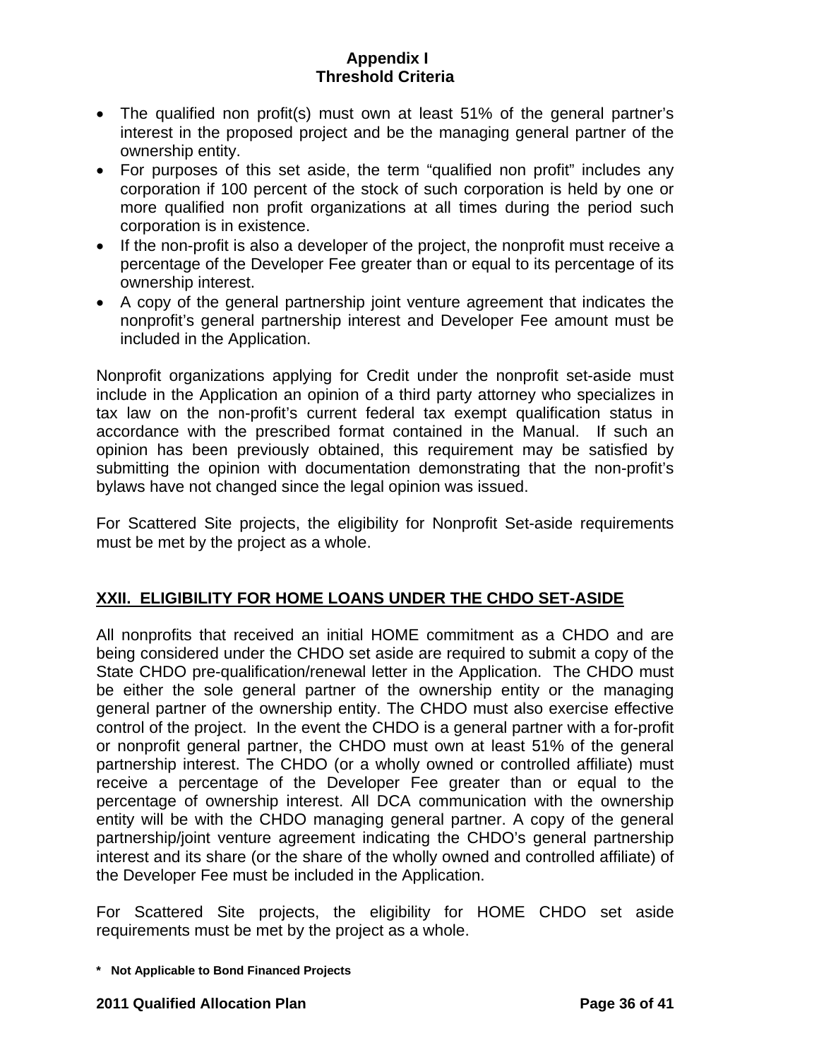- The qualified non profit(s) must own at least 51% of the general partner's interest in the proposed project and be the managing general partner of the ownership entity.
- For purposes of this set aside, the term "qualified non profit" includes any corporation if 100 percent of the stock of such corporation is held by one or more qualified non profit organizations at all times during the period such corporation is in existence.
- If the non-profit is also a developer of the project, the nonprofit must receive a percentage of the Developer Fee greater than or equal to its percentage of its ownership interest.
- A copy of the general partnership joint venture agreement that indicates the nonprofit's general partnership interest and Developer Fee amount must be included in the Application.

Nonprofit organizations applying for Credit under the nonprofit set-aside must include in the Application an opinion of a third party attorney who specializes in tax law on the non-profit's current federal tax exempt qualification status in accordance with the prescribed format contained in the Manual. If such an opinion has been previously obtained, this requirement may be satisfied by submitting the opinion with documentation demonstrating that the non-profit's bylaws have not changed since the legal opinion was issued.

For Scattered Site projects, the eligibility for Nonprofit Set-aside requirements must be met by the project as a whole.

## XXII. ELIGIBILITY FOR HOME LOANS UNDER THE CHDO SET-ASIDE

All nonprofits that received an initial HOME commitment as a CHDO and are being considered under the CHDO set aside are required to submit a copy of the State CHDO pre-qualification/renewal letter in the Application. The CHDO must be either the sole general partner of the ownership entity or the managing general partner of the ownership entity. The CHDO must also exercise effective control of the project. In the event the CHDO is a general partner with a for-profit or nonprofit general partner, the CHDO must own at least 51% of the general partnership interest. The CHDO (or a wholly owned or controlled affiliate) must receive a percentage of the Developer Fee greater than or equal to the percentage of ownership interest. All DCA communication with the ownership entity will be with the CHDO managing general partner. A copy of the general partnership/joint venture agreement indicating the CHDO's general partnership interest and its share (or the share of the wholly owned and controlled affiliate) of the Developer Fee must be included in the Application.

For Scattered Site projects, the eligibility for HOME CHDO set aside requirements must be met by the project as a whole.

**\* Not Applicable to Bond Financed Projects**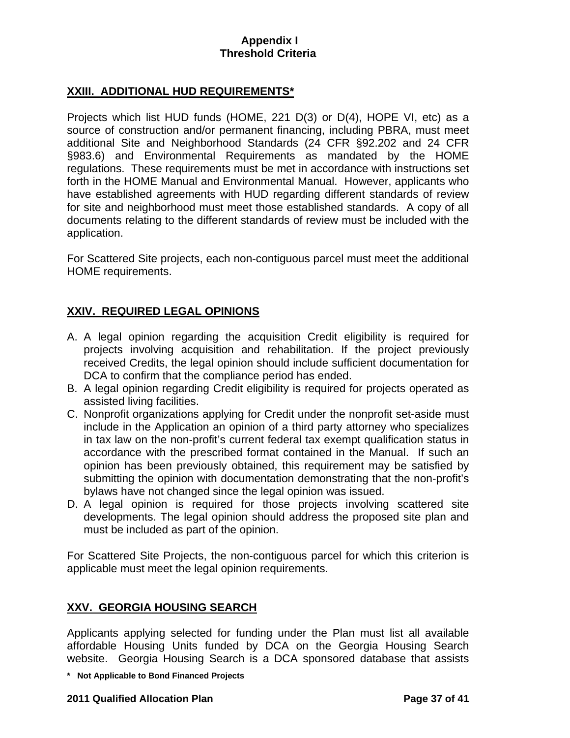## XXIII. ADDITIONAL HUD REQUIREMENTS*

Projects which list HUD funds (HOME, 221 D(3) or D(4), HOPE VI, etc) as a source of construction and/or permanent financing, including PBRA, must meet additional Site and Neighborhood Standards (24 CFR §92.202 and 24 CFR §983.6) and Environmental Requirements as mandated by the HOME regulations. These requirements must be met in accordance with instructions set forth in the HOME Manual and Environmental Manual. However, applicants who have established agreements with HUD regarding different standards of review for site and neighborhood must meet those established standards. A copy of all documents relating to the different standards of review must be included with the application.

For Scattered Site projects, each non-contiguous parcel must meet the additional HOME requirements.

## XXIV. REQUIRED LEGAL OPINIONS

A. A legal opinion regarding the acquisition Credit eligibility is required for projects involving acquisition and rehabilitation. If the project previously received Credits, the legal opinion should include sufficient documentation for DCA to confirm that the compliance period has ended.
B. A legal opinion regarding Credit eligibility is required for projects operated as assisted living facilities.
C. Nonprofit organizations applying for Credit under the nonprofit set-aside must include in the Application an opinion of a third party attorney who specializes in tax law on the non-profit's current federal tax exempt qualification status in accordance with the prescribed format contained in the Manual. If such an opinion has been previously obtained, this requirement may be satisfied by submitting the opinion with documentation demonstrating that the non-profit's bylaws have not changed since the legal opinion was issued.
D. A legal opinion is required for those projects involving scattered site developments. The legal opinion should address the proposed site plan and must be included as part of the opinion.

For Scattered Site Projects, the non-contiguous parcel for which this criterion is applicable must meet the legal opinion requirements.

## XXV. GEORGIA HOUSING SEARCH

Applicants applying selected for funding under the Plan must list all available affordable Housing Units funded by DCA on the Georgia Housing Search website. Georgia Housing Search is a DCA sponsored database that assists

**\* Not Applicable to Bond Financed Projects**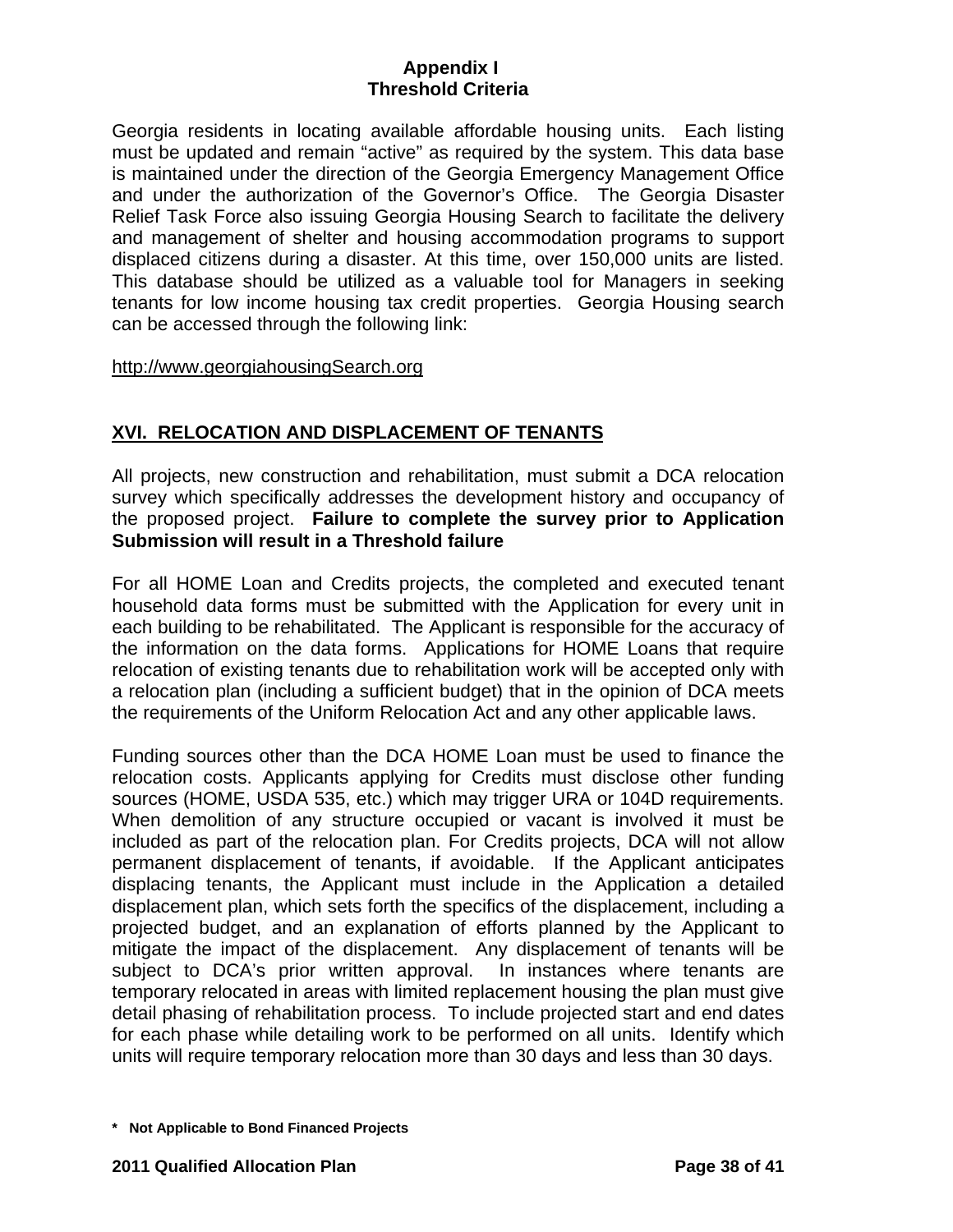Georgia residents in locating available affordable housing units. Each listing must be updated and remain "active" as required by the system. This data base is maintained under the direction of the Georgia Emergency Management Office and under the authorization of the Governor's Office. The Georgia Disaster Relief Task Force also issuing Georgia Housing Search to facilitate the delivery and management of shelter and housing accommodation programs to support displaced citizens during a disaster. At this time, over 150,000 units are listed. This database should be utilized as a valuable tool for Managers in seeking tenants for low income housing tax credit properties. Georgia Housing search can be accessed through the following link:

http://www.georgiahousingSearch.org

## XVI. RELOCATION AND DISPLACEMENT OF TENANTS

All projects, new construction and rehabilitation, must submit a DCA relocation survey which specifically addresses the development history and occupancy of the proposed project. **Failure to complete the survey prior to Application Submission will result in a Threshold failure**

For all HOME Loan and Credits projects, the completed and executed tenant household data forms must be submitted with the Application for every unit in each building to be rehabilitated. The Applicant is responsible for the accuracy of the information on the data forms. Applications for HOME Loans that require relocation of existing tenants due to rehabilitation work will be accepted only with a relocation plan (including a sufficient budget) that in the opinion of DCA meets the requirements of the Uniform Relocation Act and any other applicable laws.

Funding sources other than the DCA HOME Loan must be used to finance the relocation costs. Applicants applying for Credits must disclose other funding sources (HOME, USDA 535, etc.) which may trigger URA or 104D requirements. When demolition of any structure occupied or vacant is involved it must be included as part of the relocation plan. For Credits projects, DCA will not allow permanent displacement of tenants, if avoidable. If the Applicant anticipates displacing tenants, the Applicant must include in the Application a detailed displacement plan, which sets forth the specifics of the displacement, including a projected budget, and an explanation of efforts planned by the Applicant to mitigate the impact of the displacement. Any displacement of tenants will be subject to DCA's prior written approval. In instances where tenants are temporary relocated in areas with limited replacement housing the plan must give detail phasing of rehabilitation process. To include projected start and end dates for each phase while detailing work to be performed on all units. Identify which units will require temporary relocation more than 30 days and less than 30 days.

**\* Not Applicable to Bond Financed Projects**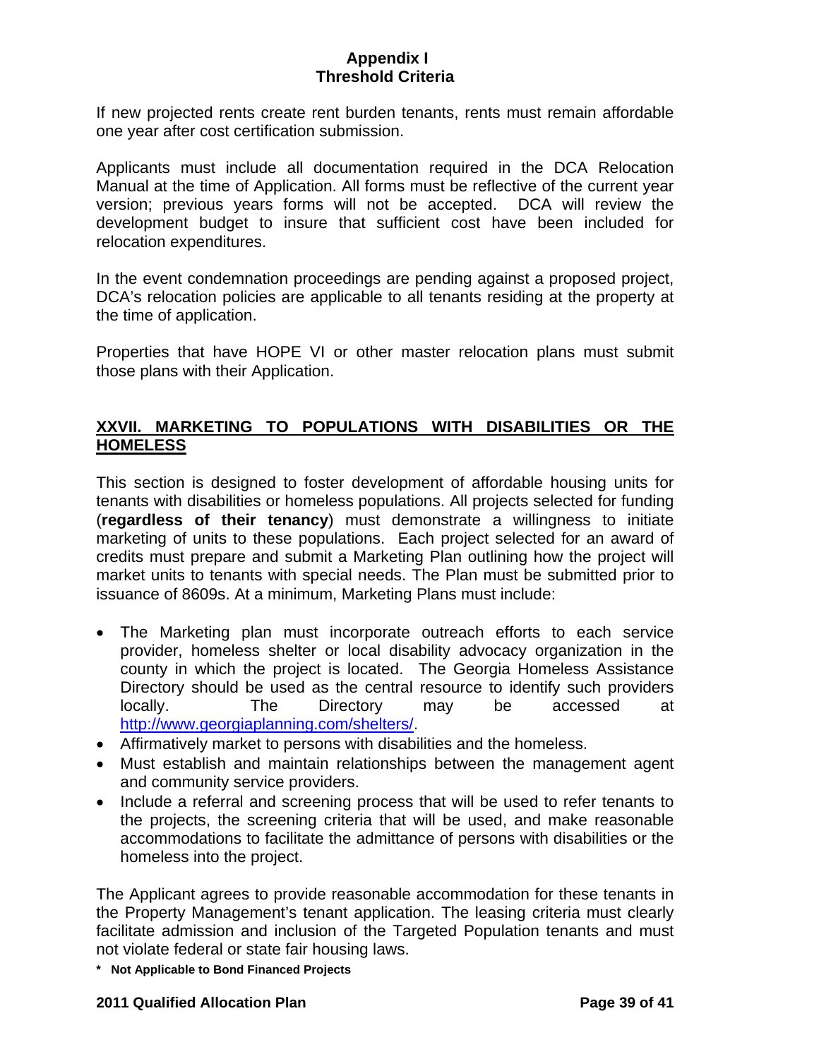## Appendix I
## Threshold Criteria

If new projected rents create rent burden tenants, rents must remain affordable one year after cost certification submission.

Applicants must include all documentation required in the DCA Relocation Manual at the time of Application. All forms must be reflective of the current year version; previous years forms will not be accepted. DCA will review the development budget to insure that sufficient cost have been included for relocation expenditures.

In the event condemnation proceedings are pending against a proposed project, DCA's relocation policies are applicable to all tenants residing at the property at the time of application.

Properties that have HOPE VI or other master relocation plans must submit those plans with their Application.

### XXVII. MARKETING TO POPULATIONS WITH DISABILITIES OR THE HOMELESS

This section is designed to foster development of affordable housing units for tenants with disabilities or homeless populations. All projects selected for funding (**regardless of their tenancy**) must demonstrate a willingness to initiate marketing of units to these populations. Each project selected for an award of credits must prepare and submit a Marketing Plan outlining how the project will market units to tenants with special needs. The Plan must be submitted prior to issuance of 8609s. At a minimum, Marketing Plans must include:

- The Marketing plan must incorporate outreach efforts to each service provider, homeless shelter or local disability advocacy organization in the county in which the project is located. The Georgia Homeless Assistance Directory should be used as the central resource to identify such providers locally. The Directory may be accessed at http://www.georgiaplanning.com/shelters/.
- Affirmatively market to persons with disabilities and the homeless.
- Must establish and maintain relationships between the management agent and community service providers.
- Include a referral and screening process that will be used to refer tenants to the projects, the screening criteria that will be used, and make reasonable accommodations to facilitate the admittance of persons with disabilities or the homeless into the project.

The Applicant agrees to provide reasonable accommodation for these tenants in the Property Management's tenant application. The leasing criteria must clearly facilitate admission and inclusion of the Targeted Population tenants and must not violate federal or state fair housing laws.

**\* Not Applicable to Bond Financed Projects**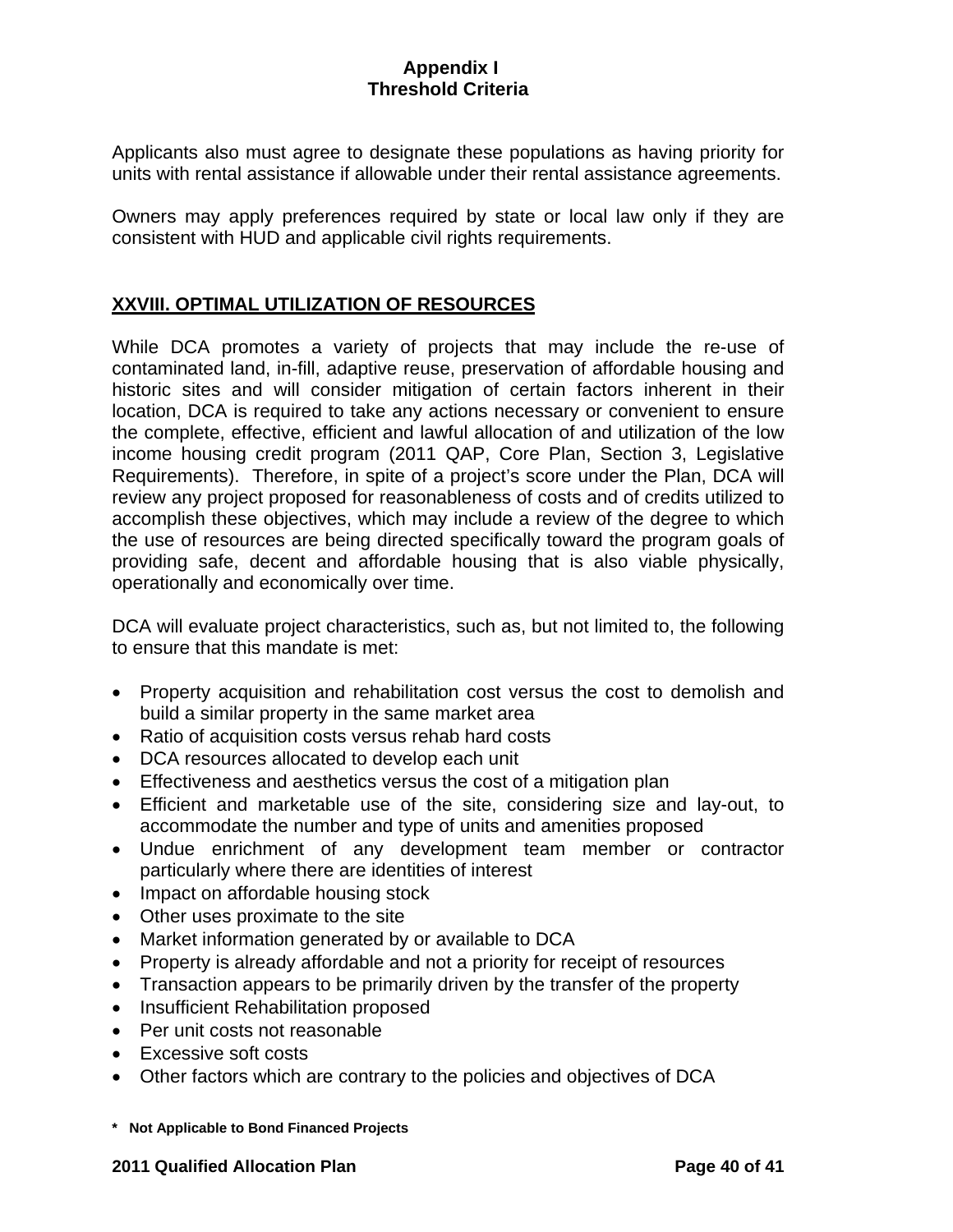Applicants also must agree to designate these populations as having priority for units with rental assistance if allowable under their rental assistance agreements.

Owners may apply preferences required by state or local law only if they are consistent with HUD and applicable civil rights requirements.

## XXVIII. OPTIMAL UTILIZATION OF RESOURCES

While DCA promotes a variety of projects that may include the re-use of contaminated land, in-fill, adaptive reuse, preservation of affordable housing and historic sites and will consider mitigation of certain factors inherent in their location, DCA is required to take any actions necessary or convenient to ensure the complete, effective, efficient and lawful allocation of and utilization of the low income housing credit program (2011 QAP, Core Plan, Section 3, Legislative Requirements). Therefore, in spite of a project's score under the Plan, DCA will review any project proposed for reasonableness of costs and of credits utilized to accomplish these objectives, which may include a review of the degree to which the use of resources are being directed specifically toward the program goals of providing safe, decent and affordable housing that is also viable physically, operationally and economically over time.

DCA will evaluate project characteristics, such as, but not limited to, the following to ensure that this mandate is met:

- Property acquisition and rehabilitation cost versus the cost to demolish and build a similar property in the same market area
- Ratio of acquisition costs versus rehab hard costs
- DCA resources allocated to develop each unit
- Effectiveness and aesthetics versus the cost of a mitigation plan
- Efficient and marketable use of the site, considering size and lay-out, to accommodate the number and type of units and amenities proposed
- Undue enrichment of any development team member or contractor particularly where there are identities of interest
- Impact on affordable housing stock
- Other uses proximate to the site
- Market information generated by or available to DCA
- Property is already affordable and not a priority for receipt of resources
- Transaction appears to be primarily driven by the transfer of the property
- Insufficient Rehabilitation proposed
- Per unit costs not reasonable
- Excessive soft costs
- Other factors which are contrary to the policies and objectives of DCA

**\* Not Applicable to Bond Financed Projects**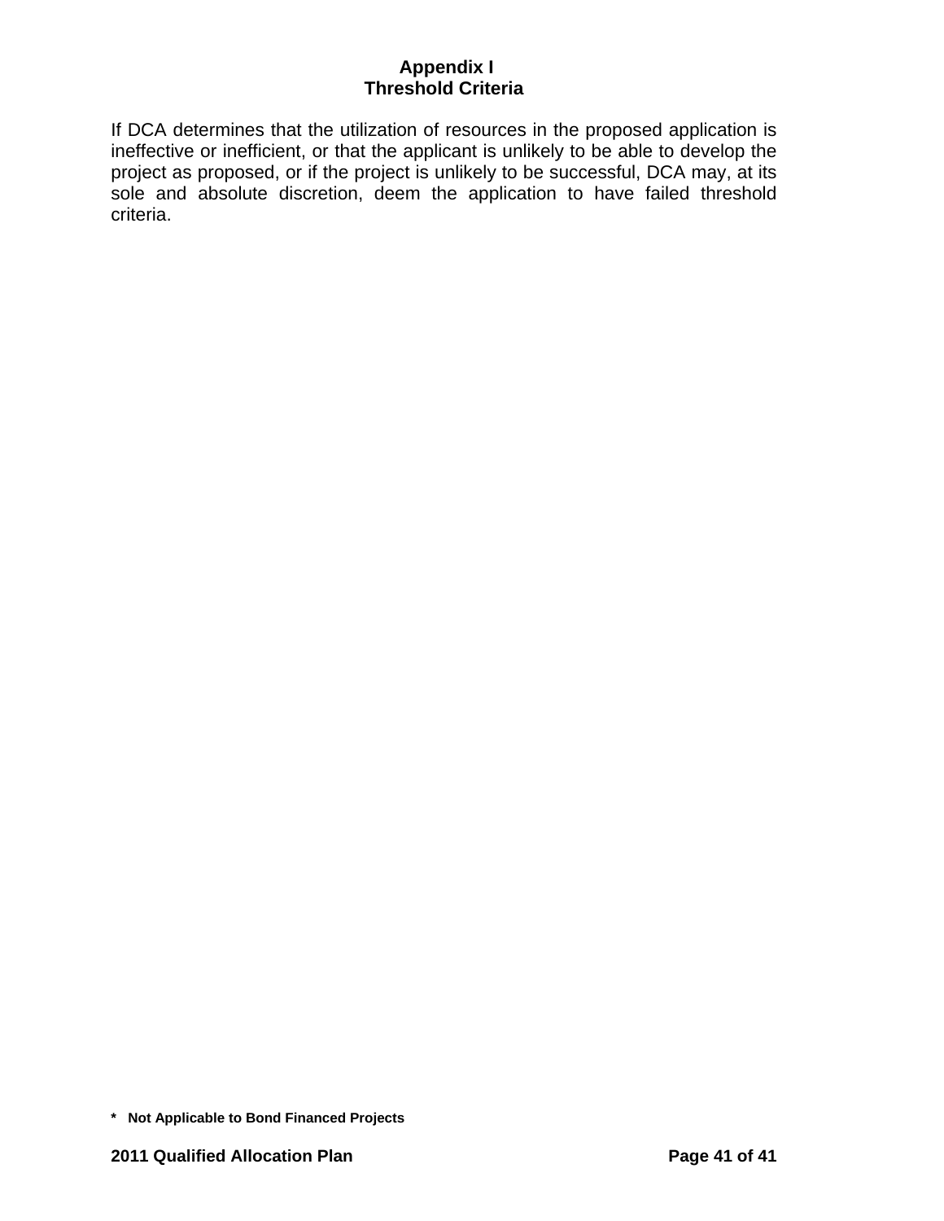# Appendix I
## Threshold Criteria

If DCA determines that the utilization of resources in the proposed application is ineffective or inefficient, or that the applicant is unlikely to be able to develop the project as proposed, or if the project is unlikely to be successful, DCA may, at its sole and absolute discretion, deem the application to have failed threshold criteria.

**\* Not Applicable to Bond Financed Projects**